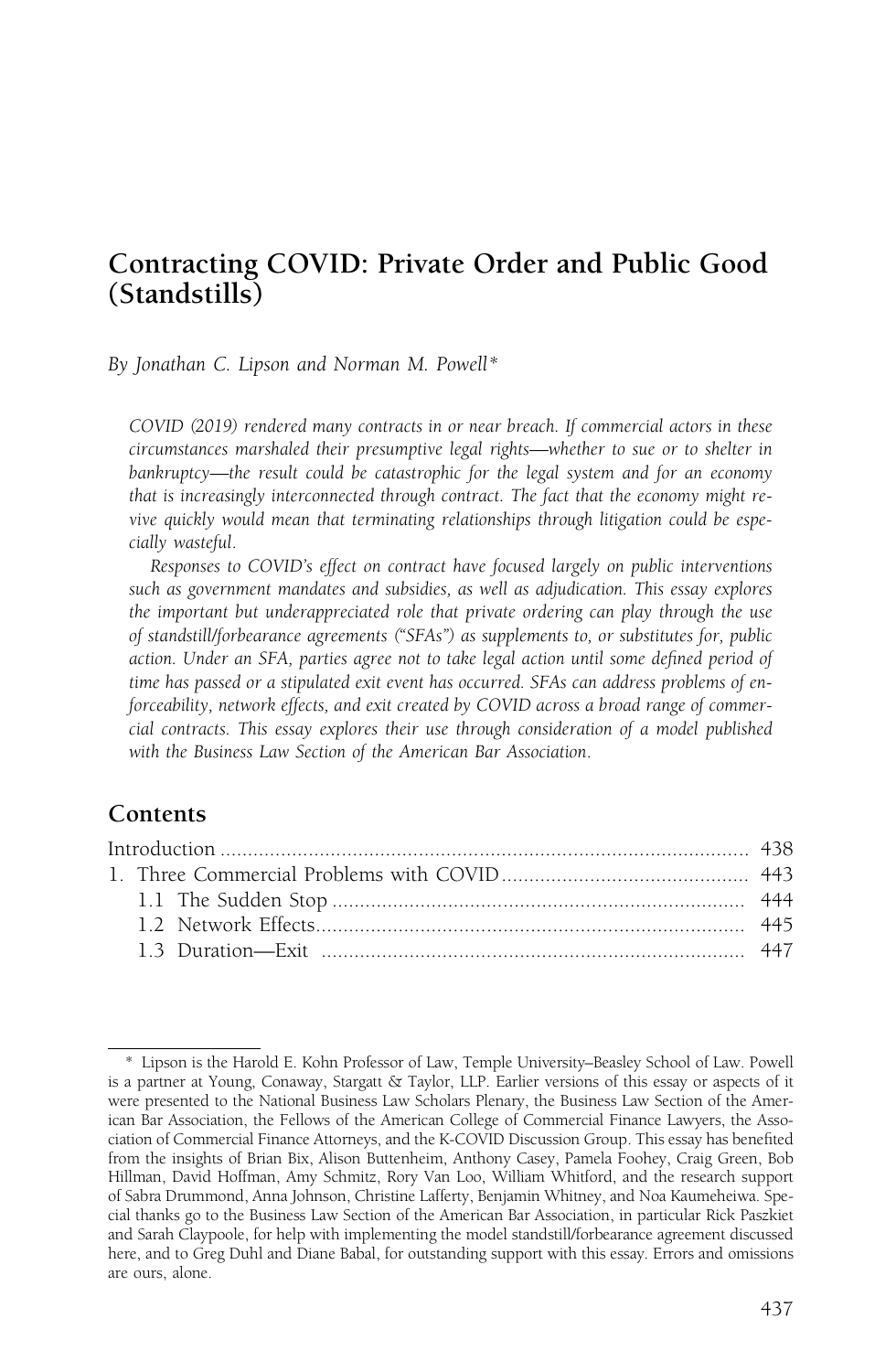# Contracting COVID: Private Order and Public Good (Standstills)

*By Jonathan C. Lipson and Norman M. Powell\**

*COVID (2019) rendered many contracts in or near breach. If commercial actors in these circumstances marshaled their presumptive legal rights—whether to sue or to shelter in bankruptcy—the result could be catastrophic for the legal system and for an economy that is increasingly interconnected through contract. The fact that the economy might revive quickly would mean that terminating relationships through litigation could be especially wasteful.*

*Responses to COVID's effect on contract have focused largely on public interventions such as government mandates and subsidies, as well as adjudication. This essay explores the important but underappreciated role that private ordering can play through the use of standstill/forbearance agreements ("SFAs") as supplements to, or substitutes for, public action. Under an SFA, parties agree not to take legal action until some defined period of time has passed or a stipulated exit event has occurred. SFAs can address problems of enforceability, network effects, and exit created by COVID across a broad range of commercial contracts. This essay explores their use through consideration of a model published with the Business Law Section of the American Bar Association.*

## Contents

| | |
|---|---|
| Introduction | 438 |
| 1. Three Commercial Problems with COVID | 443 |
| 1.1 The Sudden Stop | 444 |
| 1.2 Network Effects | 445 |
| 1.3 Duration—Exit | 447 |

---

\* Lipson is the Harold E. Kohn Professor of Law, Temple University–Beasley School of Law. Powell is a partner at Young, Conaway, Stargatt & Taylor, LLP. Earlier versions of this essay or aspects of it were presented to the National Business Law Scholars Plenary, the Business Law Section of the American Bar Association, the Fellows of the American College of Commercial Finance Lawyers, the Association of Commercial Finance Attorneys, and the K-COVID Discussion Group. This essay has benefited from the insights of Brian Bix, Alison Buttenheim, Anthony Casey, Pamela Foohey, Craig Green, Bob Hillman, David Hoffman, Amy Schmitz, Rory Van Loo, William Whitford, and the research support of Sabra Drummond, Anna Johnson, Christine Lafferty, Benjamin Whitney, and Noa Kaumeheiwa. Special thanks go to the Business Law Section of the American Bar Association, in particular Rick Paszkiet and Sarah Claypoole, for help with implementing the model standstill/forbearance agreement discussed here, and to Greg Duhl and Diane Babal, for outstanding support with this essay. Errors and omissions are ours, alone.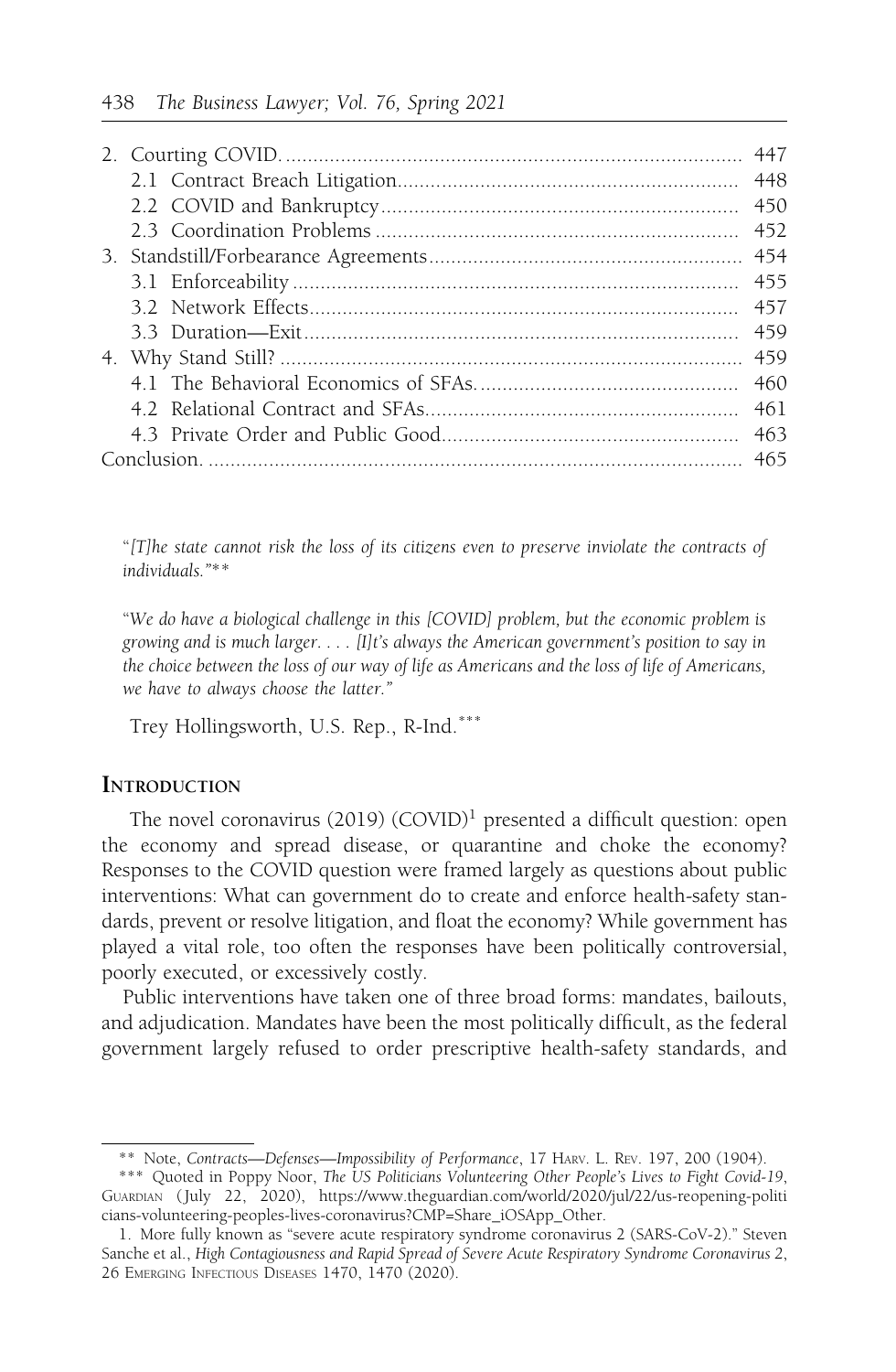| | |
|---|---|
| 2. Courting COVID. | 447 |
| 2.1 Contract Breach Litigation | 448 |
| 2.2 COVID and Bankruptcy | 450 |
| 2.3 Coordination Problems | 452 |
| 3. Standstill/Forbearance Agreements | 454 |
| 3.1 Enforceability | 455 |
| 3.2 Network Effects | 457 |
| 3.3 Duration—Exit | 459 |
| 4. Why Stand Still? | 459 |
| 4.1 The Behavioral Economics of SFAs. | 460 |
| 4.2 Relational Contract and SFAs | 461 |
| 4.3 Private Order and Public Good | 463 |
| Conclusion. | 465 |

"*[T]he state cannot risk the loss of its citizens even to preserve inviolate the contracts of individuals.*"**

"*We do have a biological challenge in this [COVID] problem, but the economic problem is growing and is much larger. . . . [I]t's always the American government's position to say in the choice between the loss of our way of life as Americans and the loss of life of Americans, we have to always choose the latter.*"

Trey Hollingsworth, U.S. Rep., R-Ind.***

## Introduction

The novel coronavirus (2019) (COVID)[1] presented a difficult question: open the economy and spread disease, or quarantine and choke the economy? Responses to the COVID question were framed largely as questions about public interventions: What can government do to create and enforce health-safety standards, prevent or resolve litigation, and float the economy? While government has played a vital role, too often the responses have been politically controversial, poorly executed, or excessively costly.

Public interventions have taken one of three broad forms: mandates, bailouts, and adjudication. Mandates have been the most politically difficult, as the federal government largely refused to order prescriptive health-safety standards, and

---

** Note, *Contracts—Defenses—Impossibility of Performance*, 17 Harv. L. Rev. 197, 200 (1904).

*** Quoted in Poppy Noor, *The US Politicians Volunteering Other People's Lives to Fight Covid-19*, Guardian (July 22, 2020), https://www.theguardian.com/world/2020/jul/22/us-reopening-politicians-volunteering-peoples-lives-coronavirus?CMP=Share_iOSApp_Other.

1. More fully known as "severe acute respiratory syndrome coronavirus 2 (SARS-CoV-2)." Steven Sanche et al., *High Contagiousness and Rapid Spread of Severe Acute Respiratory Syndrome Coronavirus 2*, 26 Emerging Infectious Diseases 1470, 1470 (2020).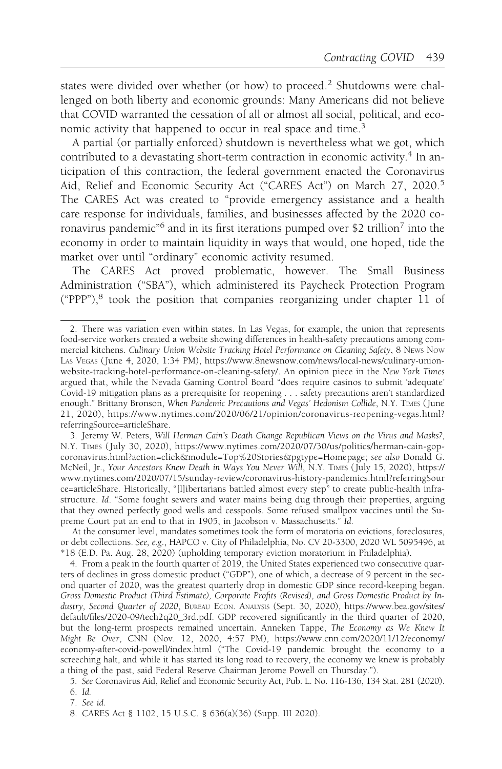states were divided over whether (or how) to proceed.[2] Shutdowns were challenged on both liberty and economic grounds: Many Americans did not believe that COVID warranted the cessation of all or almost all social, political, and economic activity that happened to occur in real space and time.[3]

A partial (or partially enforced) shutdown is nevertheless what we got, which contributed to a devastating short-term contraction in economic activity.[4] In anticipation of this contraction, the federal government enacted the Coronavirus Aid, Relief and Economic Security Act ("CARES Act") on March 27, 2020.[5] The CARES Act was created to "provide emergency assistance and a health care response for individuals, families, and businesses affected by the 2020 coronavirus pandemic"[6] and in its first iterations pumped over $2 trillion[7] into the economy in order to maintain liquidity in ways that would, one hoped, tide the market over until "ordinary" economic activity resumed.

The CARES Act proved problematic, however. The Small Business Administration ("SBA"), which administered its Paycheck Protection Program ("PPP"),[8] took the position that companies reorganizing under chapter 11 of

---

2. There was variation even within states. In Las Vegas, for example, the union that represents food-service workers created a website showing differences in health-safety precautions among commercial kitchens. *Culinary Union Website Tracking Hotel Performance on Cleaning Safety*, 8 News Now Las Vegas (June 4, 2020, 1:34 PM), https://www.8newsnow.com/news/local-news/culinary-union-website-tracking-hotel-performance-on-cleaning-safety/. An opinion piece in the *New York Times* argued that, while the Nevada Gaming Control Board "does require casinos to submit 'adequate' Covid-19 mitigation plans as a prerequisite for reopening . . . safety precautions aren't standardized enough." Brittany Bronson, *When Pandemic Precautions and Vegas' Hedonism Collide*, N.Y. Times (June 21, 2020), https://www.nytimes.com/2020/06/21/opinion/coronavirus-reopening-vegas.html?referringSource=articleShare.

3. Jeremy W. Peters, *Will Herman Cain's Death Change Republican Views on the Virus and Masks?*, N.Y. Times (July 30, 2020), https://www.nytimes.com/2020/07/30/us/politics/herman-cain-gop-coronavirus.html?action=click&module=Top%20Stories&pgtype=Homepage; *see also* Donald G. McNeil, Jr., *Your Ancestors Knew Death in Ways You Never Will*, N.Y. Times (July 15, 2020), https://www.nytimes.com/2020/07/15/sunday-review/coronavirus-history-pandemics.html?referringSource=articleShare. Historically, "[l]ibertarians battled almost every step" to create public-health infrastructure. *Id.* "Some fought sewers and water mains being dug through their properties, arguing that they owned perfectly good wells and cesspools. Some refused smallpox vaccines until the Supreme Court put an end to that in 1905, in Jacobson v. Massachusetts." *Id.*

At the consumer level, mandates sometimes took the form of moratoria on evictions, foreclosures, or debt collections. *See, e.g.*, HAPCO v. City of Philadelphia, No. CV 20-3300, 2020 WL 5095496, at *18 (E.D. Pa. Aug. 28, 2020) (upholding temporary eviction moratorium in Philadelphia).

4. From a peak in the fourth quarter of 2019, the United States experienced two consecutive quarters of declines in gross domestic product ("GDP"), one of which, a decrease of 9 percent in the second quarter of 2020, was the greatest quarterly drop in domestic GDP since record-keeping began. *Gross Domestic Product (Third Estimate), Corporate Profits (Revised), and Gross Domestic Product by Industry, Second Quarter of 2020*, Bureau Econ. Analysis (Sept. 30, 2020), https://www.bea.gov/sites/default/files/2020-09/tech2q20_3rd.pdf. GDP recovered significantly in the third quarter of 2020, but the long-term prospects remained uncertain. Anneken Tappe, *The Economy as We Knew It Might Be Over*, CNN (Nov. 12, 2020, 4:57 PM), https://www.cnn.com/2020/11/12/economy/economy-after-covid-powell/index.html ("The Covid-19 pandemic brought the economy to a screeching halt, and while it has started its long road to recovery, the economy we knew is probably a thing of the past, said Federal Reserve Chairman Jerome Powell on Thursday.").

5. *See* Coronavirus Aid, Relief and Economic Security Act, Pub. L. No. 116-136, 134 Stat. 281 (2020).

6. *Id.*

7. *See id.*

8. CARES Act § 1102, 15 U.S.C. § 636(a)(36) (Supp. III 2020).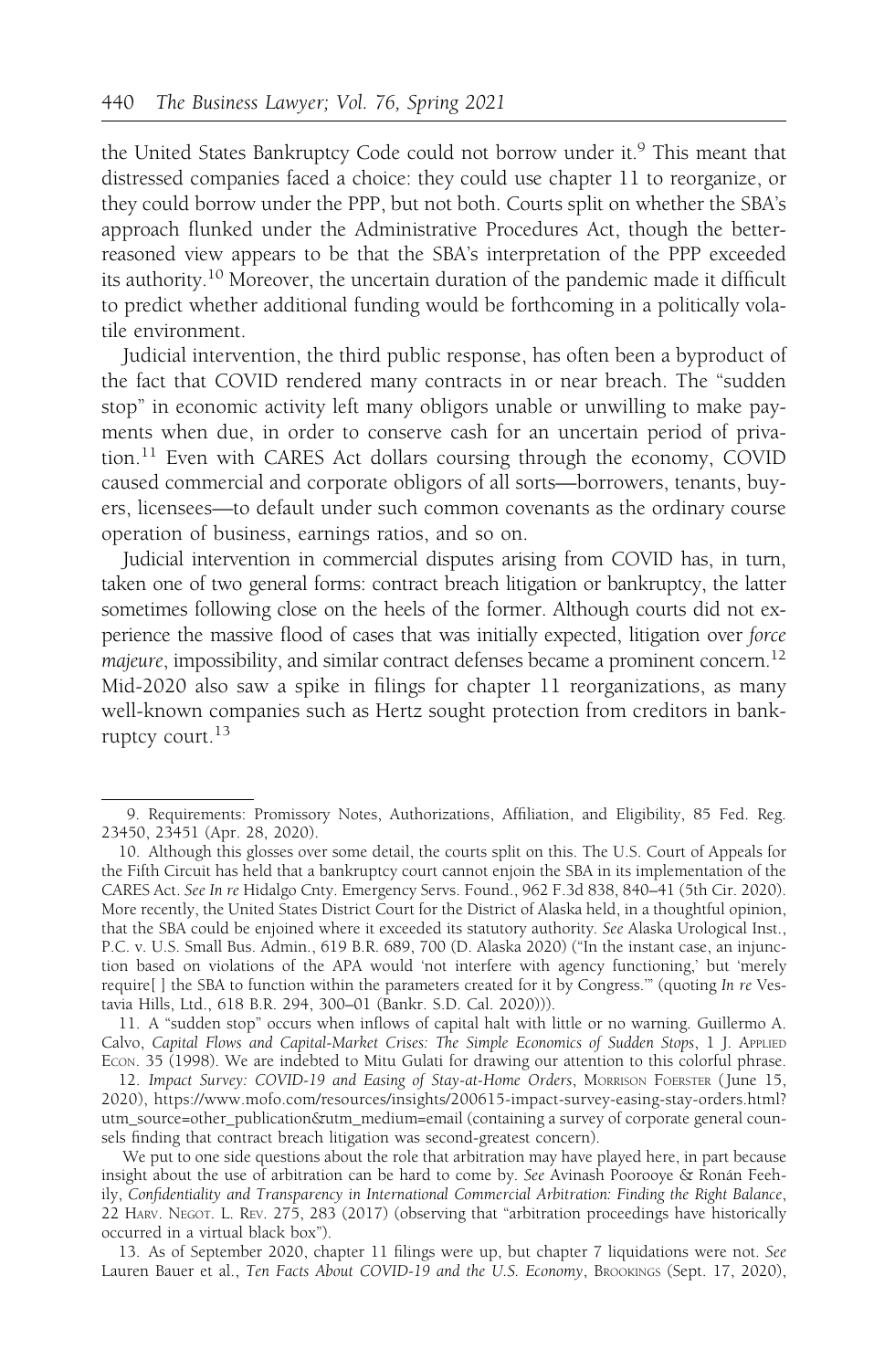the United States Bankruptcy Code could not borrow under it.[9] This meant that distressed companies faced a choice: they could use chapter 11 to reorganize, or they could borrow under the PPP, but not both. Courts split on whether the SBA's approach flunked under the Administrative Procedures Act, though the better-reasoned view appears to be that the SBA's interpretation of the PPP exceeded its authority.[10] Moreover, the uncertain duration of the pandemic made it difficult to predict whether additional funding would be forthcoming in a politically volatile environment.

Judicial intervention, the third public response, has often been a byproduct of the fact that COVID rendered many contracts in or near breach. The "sudden stop" in economic activity left many obligors unable or unwilling to make payments when due, in order to conserve cash for an uncertain period of privation.[11] Even with CARES Act dollars coursing through the economy, COVID caused commercial and corporate obligors of all sorts—borrowers, tenants, buyers, licensees—to default under such common covenants as the ordinary course operation of business, earnings ratios, and so on.

Judicial intervention in commercial disputes arising from COVID has, in turn, taken one of two general forms: contract breach litigation or bankruptcy, the latter sometimes following close on the heels of the former. Although courts did not experience the massive flood of cases that was initially expected, litigation over *force majeure*, impossibility, and similar contract defenses became a prominent concern.[12] Mid-2020 also saw a spike in filings for chapter 11 reorganizations, as many well-known companies such as Hertz sought protection from creditors in bankruptcy court.[13]

---

9. Requirements: Promissory Notes, Authorizations, Affiliation, and Eligibility, 85 Fed. Reg. 23450, 23451 (Apr. 28, 2020).

10. Although this glosses over some detail, the courts split on this. The U.S. Court of Appeals for the Fifth Circuit has held that a bankruptcy court cannot enjoin the SBA in its implementation of the CARES Act. *See In re* Hidalgo Cnty. Emergency Servs. Found., 962 F.3d 838, 840–41 (5th Cir. 2020). More recently, the United States District Court for the District of Alaska held, in a thoughtful opinion, that the SBA could be enjoined where it exceeded its statutory authority. *See* Alaska Urological Inst., P.C. v. U.S. Small Bus. Admin., 619 B.R. 689, 700 (D. Alaska 2020) ("In the instant case, an injunction based on violations of the APA would 'not interfere with agency functioning,' but 'merely require[ ] the SBA to function within the parameters created for it by Congress.'" (quoting *In re* Vestavia Hills, Ltd., 618 B.R. 294, 300–01 (Bankr. S.D. Cal. 2020))).

11. A "sudden stop" occurs when inflows of capital halt with little or no warning. Guillermo A. Calvo, *Capital Flows and Capital-Market Crises: The Simple Economics of Sudden Stops*, 1 J. Applied Econ. 35 (1998). We are indebted to Mitu Gulati for drawing our attention to this colorful phrase.

12. *Impact Survey: COVID-19 and Easing of Stay-at-Home Orders*, Morrison Foerster (June 15, 2020), https://www.mofo.com/resources/insights/200615-impact-survey-easing-stay-orders.html?utm_source=other_publication&utm_medium=email (containing a survey of corporate general counsels finding that contract breach litigation was second-greatest concern).

We put to one side questions about the role that arbitration may have played here, in part because insight about the use of arbitration can be hard to come by. *See* Avinash Poorooye & Ronán Feehily, *Confidentiality and Transparency in International Commercial Arbitration: Finding the Right Balance*, 22 Harv. Negot. L. Rev. 275, 283 (2017) (observing that "arbitration proceedings have historically occurred in a virtual black box").

13. As of September 2020, chapter 11 filings were up, but chapter 7 liquidations were not. *See* Lauren Bauer et al., *Ten Facts About COVID-19 and the U.S. Economy*, Brookings (Sept. 17, 2020),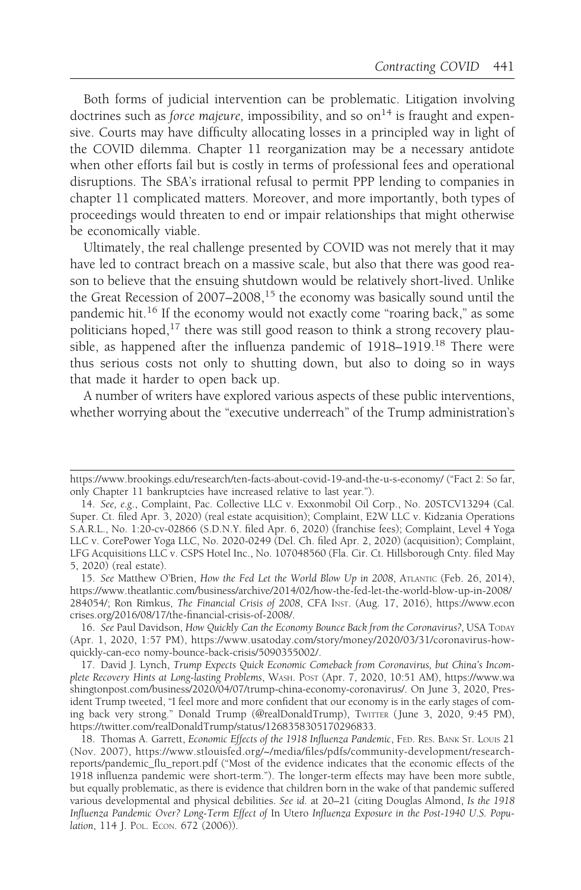Both forms of judicial intervention can be problematic. Litigation involving doctrines such as *force majeure,* impossibility, and so on[14] is fraught and expensive. Courts may have difficulty allocating losses in a principled way in light of the COVID dilemma. Chapter 11 reorganization may be a necessary antidote when other efforts fail but is costly in terms of professional fees and operational disruptions. The SBA's irrational refusal to permit PPP lending to companies in chapter 11 complicated matters. Moreover, and more importantly, both types of proceedings would threaten to end or impair relationships that might otherwise be economically viable.

Ultimately, the real challenge presented by COVID was not merely that it may have led to contract breach on a massive scale, but also that there was good reason to believe that the ensuing shutdown would be relatively short-lived. Unlike the Great Recession of 2007–2008,[15] the economy was basically sound until the pandemic hit.[16] If the economy would not exactly come "roaring back," as some politicians hoped,[17] there was still good reason to think a strong recovery plausible, as happened after the influenza pandemic of 1918–1919.[18] There were thus serious costs not only to shutting down, but also to doing so in ways that made it harder to open back up.

A number of writers have explored various aspects of these public interventions, whether worrying about the "executive underreach" of the Trump administration's

---

https://www.brookings.edu/research/ten-facts-about-covid-19-and-the-u-s-economy/ ("Fact 2: So far, only Chapter 11 bankruptcies have increased relative to last year.").

14. *See, e.g.*, Complaint, Pac. Collective LLC v. Exxonmobil Oil Corp., No. 20STCV13294 (Cal. Super. Ct. filed Apr. 3, 2020) (real estate acquisition); Complaint, E2W LLC v. Kidzania Operations S.A.R.L., No. 1:20-cv-02866 (S.D.N.Y. filed Apr. 6, 2020) (franchise fees); Complaint, Level 4 Yoga LLC v. CorePower Yoga LLC, No. 2020-0249 (Del. Ch. filed Apr. 2, 2020) (acquisition); Complaint, LFG Acquisitions LLC v. CSPS Hotel Inc., No. 107048560 (Fla. Cir. Ct. Hillsborough Cnty. filed May 5, 2020) (real estate).

15. *See* Matthew O'Brien, *How the Fed Let the World Blow Up in 2008*, ATLANTIC (Feb. 26, 2014), https://www.theatlantic.com/business/archive/2014/02/how-the-fed-let-the-world-blow-up-in-2008/284054/; Ron Rimkus, *The Financial Crisis of 2008*, CFA INST. (Aug. 17, 2016), https://www.econcrises.org/2016/08/17/the-financial-crisis-of-2008/.

16. *See* Paul Davidson, *How Quickly Can the Economy Bounce Back from the Coronavirus?*, USA TODAY (Apr. 1, 2020, 1:57 PM), https://www.usatoday.com/story/money/2020/03/31/coronavirus-how-quickly-can-eco nomy-bounce-back-crisis/5090355002/.

17. David J. Lynch, *Trump Expects Quick Economic Comeback from Coronavirus, but China's Incomplete Recovery Hints at Long-lasting Problems*, WASH. POST (Apr. 7, 2020, 10:51 AM), https://www.washingtonpost.com/business/2020/04/07/trump-china-economy-coronavirus/. On June 3, 2020, President Trump tweeted, "I feel more and more confident that our economy is in the early stages of coming back very strong." Donald Trump (@realDonaldTrump), TWITTER (June 3, 2020, 9:45 PM), https://twitter.com/realDonaldTrump/status/1268358305170296833.

18. Thomas A. Garrett, *Economic Effects of the 1918 Influenza Pandemic*, FED. RES. BANK ST. LOUIS 21 (Nov. 2007), https://www.stlouisfed.org/~/media/files/pdfs/community-development/research-reports/pandemic_flu_report.pdf ("Most of the evidence indicates that the economic effects of the 1918 influenza pandemic were short-term."). The longer-term effects may have been more subtle, but equally problematic, as there is evidence that children born in the wake of that pandemic suffered various developmental and physical debilities. *See id.* at 20–21 (citing Douglas Almond, *Is the 1918 Influenza Pandemic Over? Long-Term Effect of* In Utero *Influenza Exposure in the Post-1940 U.S. Population*, 114 J. POL. ECON. 672 (2006)).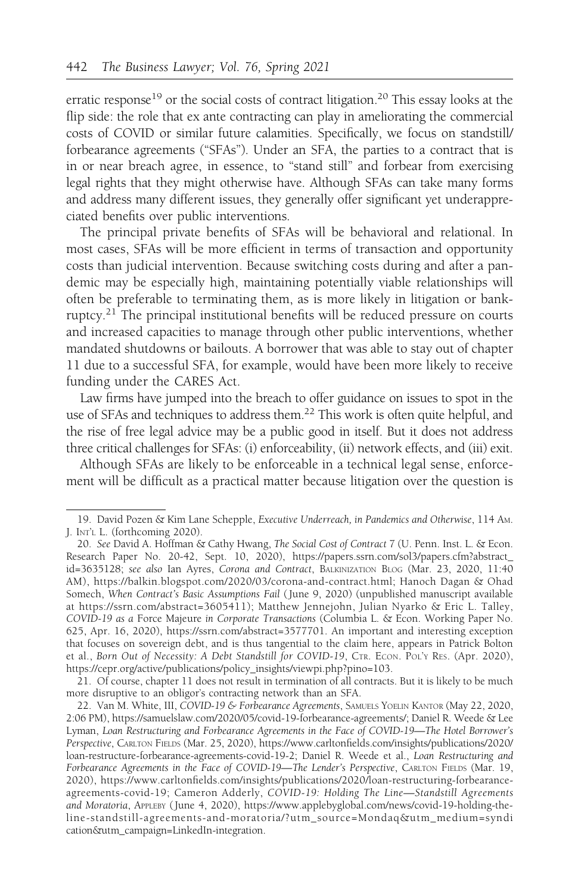erratic response[19] or the social costs of contract litigation.[20] This essay looks at the flip side: the role that ex ante contracting can play in ameliorating the commercial costs of COVID or similar future calamities. Specifically, we focus on standstill/forbearance agreements ("SFAs"). Under an SFA, the parties to a contract that is in or near breach agree, in essence, to "stand still" and forbear from exercising legal rights that they might otherwise have. Although SFAs can take many forms and address many different issues, they generally offer significant yet underappreciated benefits over public interventions.

The principal private benefits of SFAs will be behavioral and relational. In most cases, SFAs will be more efficient in terms of transaction and opportunity costs than judicial intervention. Because switching costs during and after a pandemic may be especially high, maintaining potentially viable relationships will often be preferable to terminating them, as is more likely in litigation or bankruptcy.[21] The principal institutional benefits will be reduced pressure on courts and increased capacities to manage through other public interventions, whether mandated shutdowns or bailouts. A borrower that was able to stay out of chapter 11 due to a successful SFA, for example, would have been more likely to receive funding under the CARES Act.

Law firms have jumped into the breach to offer guidance on issues to spot in the use of SFAs and techniques to address them.[22] This work is often quite helpful, and the rise of free legal advice may be a public good in itself. But it does not address three critical challenges for SFAs: (i) enforceability, (ii) network effects, and (iii) exit.

Although SFAs are likely to be enforceable in a technical legal sense, enforcement will be difficult as a practical matter because litigation over the question is

---

19. David Pozen & Kim Lane Scheppele, *Executive Underreach, in Pandemics and Otherwise*, 114 AM. J. INT'L L. (forthcoming 2020).

20. *See* David A. Hoffman & Cathy Hwang, *The Social Cost of Contract* 7 (U. Penn. Inst. L. & Econ. Research Paper No. 20-42, Sept. 10, 2020), https://papers.ssrn.com/sol3/papers.cfm?abstract_id=3635128; *see also* Ian Ayres, *Corona and Contract*, BALKINIZATION BLOG (Mar. 23, 2020, 11:40 AM), https://balkin.blogspot.com/2020/03/corona-and-contract.html; Hanoch Dagan & Ohad Somech, *When Contract's Basic Assumptions Fail* (June 9, 2020) (unpublished manuscript available at https://ssrn.com/abstract=3605411); Matthew Jennejohn, Julian Nyarko & Eric L. Talley, *COVID-19 as a* Force Majeure *in Corporate Transactions* (Columbia L. & Econ. Working Paper No. 625, Apr. 16, 2020), https://ssrn.com/abstract=3577701. An important and interesting exception that focuses on sovereign debt, and is thus tangential to the claim here, appears in Patrick Bolton et al., *Born Out of Necessity: A Debt Standstill for COVID-19*, CTR. ECON. POL'Y RES. (Apr. 2020), https://cepr.org/active/publications/policy_insights/viewpi.php?pino=103.

21. Of course, chapter 11 does not result in termination of all contracts. But it is likely to be much more disruptive to an obligor's contracting network than an SFA.

22. Van M. White, III, *COVID-19 & Forbearance Agreements*, SAMUELS YOELIN KANTOR (May 22, 2020, 2:06 PM), https://samuelslaw.com/2020/05/covid-19-forbearance-agreements/; Daniel R. Weede & Lee Lyman, *Loan Restructuring and Forbearance Agreements in the Face of COVID-19—The Hotel Borrower's Perspective*, CARLTON FIELDS (Mar. 25, 2020), https://www.carltonfields.com/insights/publications/2020/loan-restructure-forbearance-agreements-covid-19-2; Daniel R. Weede et al., *Loan Restructuring and Forbearance Agreements in the Face of COVID-19—The Lender's Perspective*, CARLTON FIELDS (Mar. 19, 2020), https://www.carltonfields.com/insights/publications/2020/loan-restructuring-forbearance-agreements-covid-19; Cameron Adderly, *COVID-19: Holding The Line—Standstill Agreements and Moratoria*, APPLEBY (June 4, 2020), https://www.applebyglobal.com/news/covid-19-holding-the-line-standstill-agreements-and-moratoria/?utm_source=Mondaq&utm_medium=syndication&utm_campaign=LinkedIn-integration.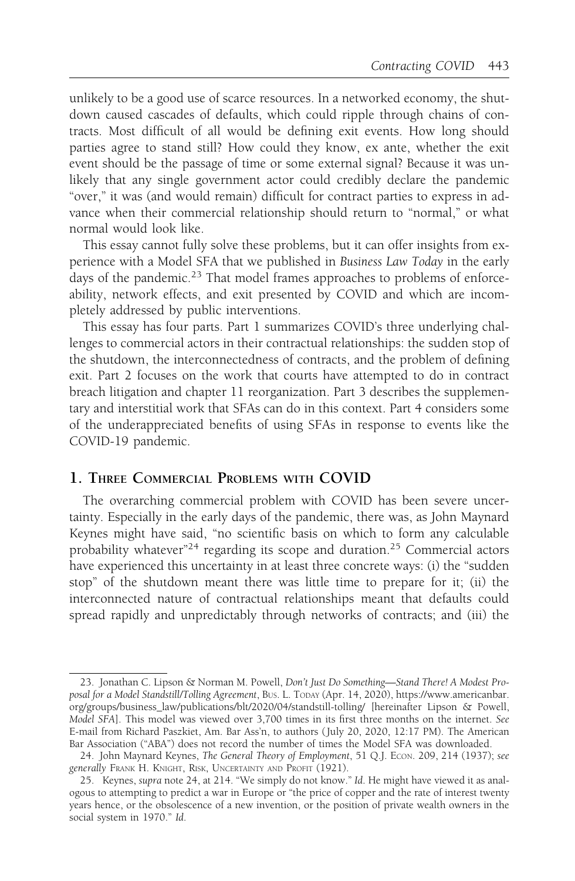unlikely to be a good use of scarce resources. In a networked economy, the shutdown caused cascades of defaults, which could ripple through chains of contracts. Most difficult of all would be defining exit events. How long should parties agree to stand still? How could they know, ex ante, whether the exit event should be the passage of time or some external signal? Because it was unlikely that any single government actor could credibly declare the pandemic "over," it was (and would remain) difficult for contract parties to express in advance when their commercial relationship should return to "normal," or what normal would look like.

This essay cannot fully solve these problems, but it can offer insights from experience with a Model SFA that we published in *Business Law Today* in the early days of the pandemic.[23] That model frames approaches to problems of enforceability, network effects, and exit presented by COVID and which are incompletely addressed by public interventions.

This essay has four parts. Part 1 summarizes COVID's three underlying challenges to commercial actors in their contractual relationships: the sudden stop of the shutdown, the interconnectedness of contracts, and the problem of defining exit. Part 2 focuses on the work that courts have attempted to do in contract breach litigation and chapter 11 reorganization. Part 3 describes the supplementary and interstitial work that SFAs can do in this context. Part 4 considers some of the underappreciated benefits of using SFAs in response to events like the COVID-19 pandemic.

## 1. Three Commercial Problems with COVID

The overarching commercial problem with COVID has been severe uncertainty. Especially in the early days of the pandemic, there was, as John Maynard Keynes might have said, "no scientific basis on which to form any calculable probability whatever"[24] regarding its scope and duration.[25] Commercial actors have experienced this uncertainty in at least three concrete ways: (i) the "sudden stop" of the shutdown meant there was little time to prepare for it; (ii) the interconnected nature of contractual relationships meant that defaults could spread rapidly and unpredictably through networks of contracts; and (iii) the

---

23. Jonathan C. Lipson & Norman M. Powell, *Don't Just Do Something—Stand There! A Modest Proposal for a Model Standstill/Tolling Agreement*, Bus. L. Today (Apr. 14, 2020), https://www.americanbar.org/groups/business_law/publications/blt/2020/04/standstill-tolling/ [hereinafter Lipson & Powell, *Model SFA*]. This model was viewed over 3,700 times in its first three months on the internet. *See* E-mail from Richard Paszkiet, Am. Bar Ass'n, to authors (July 20, 2020, 12:17 PM). The American Bar Association ("ABA") does not record the number of times the Model SFA was downloaded.

24. John Maynard Keynes, *The General Theory of Employment*, 51 Q.J. Econ. 209, 214 (1937); *see generally* Frank H. Knight, Risk, Uncertainty and Profit (1921).

25. Keynes, *supra* note 24, at 214. "We simply do not know." *Id.* He might have viewed it as analogous to attempting to predict a war in Europe or "the price of copper and the rate of interest twenty years hence, or the obsolescence of a new invention, or the position of private wealth owners in the social system in 1970." *Id.*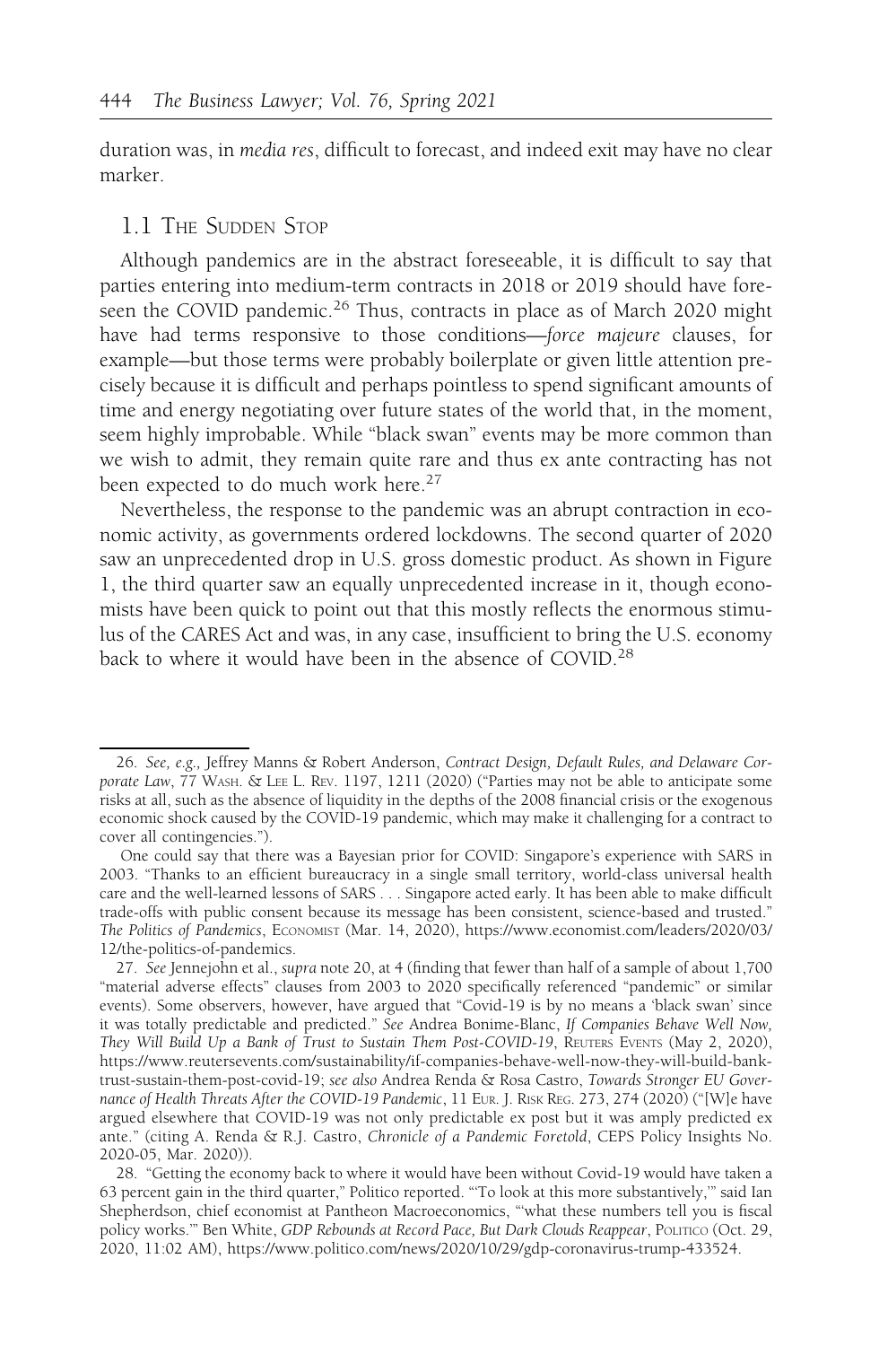duration was, in *media res*, difficult to forecast, and indeed exit may have no clear marker.

## 1.1 The Sudden Stop

Although pandemics are in the abstract foreseeable, it is difficult to say that parties entering into medium-term contracts in 2018 or 2019 should have foreseen the COVID pandemic.[26] Thus, contracts in place as of March 2020 might have had terms responsive to those conditions—*force majeure* clauses, for example—but those terms were probably boilerplate or given little attention precisely because it is difficult and perhaps pointless to spend significant amounts of time and energy negotiating over future states of the world that, in the moment, seem highly improbable. While "black swan" events may be more common than we wish to admit, they remain quite rare and thus ex ante contracting has not been expected to do much work here.[27]

Nevertheless, the response to the pandemic was an abrupt contraction in economic activity, as governments ordered lockdowns. The second quarter of 2020 saw an unprecedented drop in U.S. gross domestic product. As shown in Figure 1, the third quarter saw an equally unprecedented increase in it, though economists have been quick to point out that this mostly reflects the enormous stimulus of the CARES Act and was, in any case, insufficient to bring the U.S. economy back to where it would have been in the absence of COVID.[28]

---

26. *See, e.g.*, Jeffrey Manns & Robert Anderson, *Contract Design, Default Rules, and Delaware Corporate Law*, 77 Wash. & Lee L. Rev. 1197, 1211 (2020) ("Parties may not be able to anticipate some risks at all, such as the absence of liquidity in the depths of the 2008 financial crisis or the exogenous economic shock caused by the COVID-19 pandemic, which may make it challenging for a contract to cover all contingencies.").

One could say that there was a Bayesian prior for COVID: Singapore's experience with SARS in 2003. "Thanks to an efficient bureaucracy in a single small territory, world-class universal health care and the well-learned lessons of SARS . . . Singapore acted early. It has been able to make difficult trade-offs with public consent because its message has been consistent, science-based and trusted." *The Politics of Pandemics*, Economist (Mar. 14, 2020), https://www.economist.com/leaders/2020/03/12/the-politics-of-pandemics.

27. *See* Jennejohn et al., *supra* note 20, at 4 (finding that fewer than half of a sample of about 1,700 "material adverse effects" clauses from 2003 to 2020 specifically referenced "pandemic" or similar events). Some observers, however, have argued that "Covid-19 is by no means a 'black swan' since it was totally predictable and predicted." *See* Andrea Bonime-Blanc, *If Companies Behave Well Now, They Will Build Up a Bank of Trust to Sustain Them Post-COVID-19*, Reuters Events (May 2, 2020), https://www.reutersevents.com/sustainability/if-companies-behave-well-now-they-will-build-bank-trust-sustain-them-post-covid-19; *see also* Andrea Renda & Rosa Castro, *Towards Stronger EU Governance of Health Threats After the COVID-19 Pandemic*, 11 Eur. J. Risk Reg. 273, 274 (2020) ("[W]e have argued elsewhere that COVID-19 was not only predictable ex post but it was amply predicted ex ante." (citing A. Renda & R.J. Castro, *Chronicle of a Pandemic Foretold*, CEPS Policy Insights No. 2020-05, Mar. 2020)).

28. "Getting the economy back to where it would have been without Covid-19 would have taken a 63 percent gain in the third quarter," Politico reported. "'To look at this more substantively,'" said Ian Shepherdson, chief economist at Pantheon Macroeconomics, "'what these numbers tell you is fiscal policy works.'" Ben White, *GDP Rebounds at Record Pace, But Dark Clouds Reappear*, Politico (Oct. 29, 2020, 11:02 AM), https://www.politico.com/news/2020/10/29/gdp-coronavirus-trump-433524.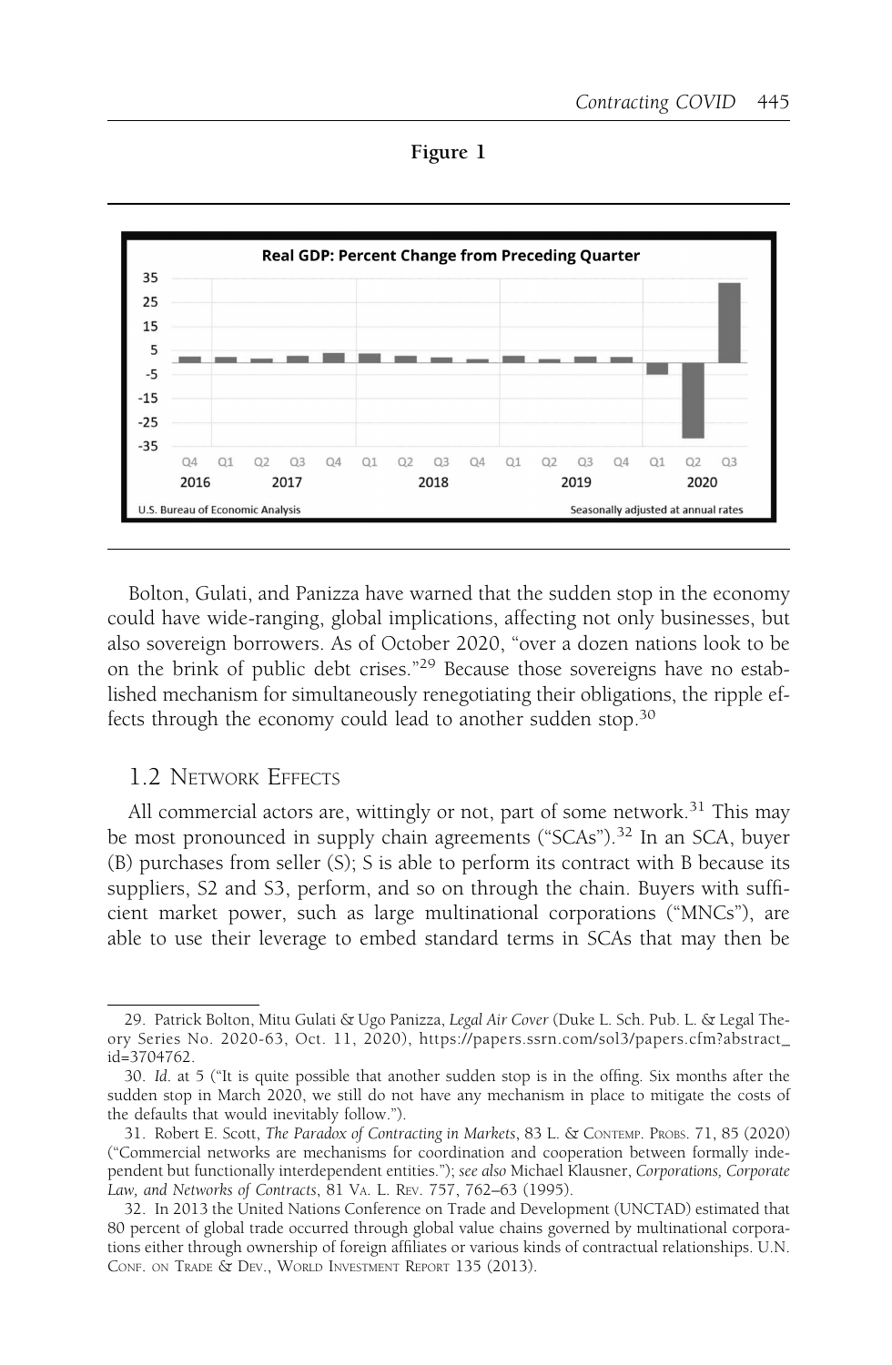**Figure 1**

Bolton, Gulati, and Panizza have warned that the sudden stop in the economy could have wide-ranging, global implications, affecting not only businesses, but also sovereign borrowers. As of October 2020, "over a dozen nations look to be on the brink of public debt crises."[29] Because those sovereigns have no established mechanism for simultaneously renegotiating their obligations, the ripple effects through the economy could lead to another sudden stop.[30]

## 1.2 Network Effects

All commercial actors are, wittingly or not, part of some network.[31] This may be most pronounced in supply chain agreements ("SCAs").[32] In an SCA, buyer (B) purchases from seller (S); S is able to perform its contract with B because its suppliers, S2 and S3, perform, and so on through the chain. Buyers with sufficient market power, such as large multinational corporations ("MNCs"), are able to use their leverage to embed standard terms in SCAs that may then be

---

29. Patrick Bolton, Mitu Gulati & Ugo Panizza, *Legal Air Cover* (Duke L. Sch. Pub. L. & Legal Theory Series No. 2020-63, Oct. 11, 2020), https://papers.ssrn.com/sol3/papers.cfm?abstract_id=3704762.

30. *Id.* at 5 ("It is quite possible that another sudden stop is in the offing. Six months after the sudden stop in March 2020, we still do not have any mechanism in place to mitigate the costs of the defaults that would inevitably follow.").

31. Robert E. Scott, *The Paradox of Contracting in Markets*, 83 L. & Contemp. Probs. 71, 85 (2020) ("Commercial networks are mechanisms for coordination and cooperation between formally independent but functionally interdependent entities."); *see also* Michael Klausner, *Corporations, Corporate Law, and Networks of Contracts*, 81 Va. L. Rev. 757, 762–63 (1995).

32. In 2013 the United Nations Conference on Trade and Development (UNCTAD) estimated that 80 percent of global trade occurred through global value chains governed by multinational corporations either through ownership of foreign affiliates or various kinds of contractual relationships. U.N. Conf. on Trade & Dev., World Investment Report 135 (2013).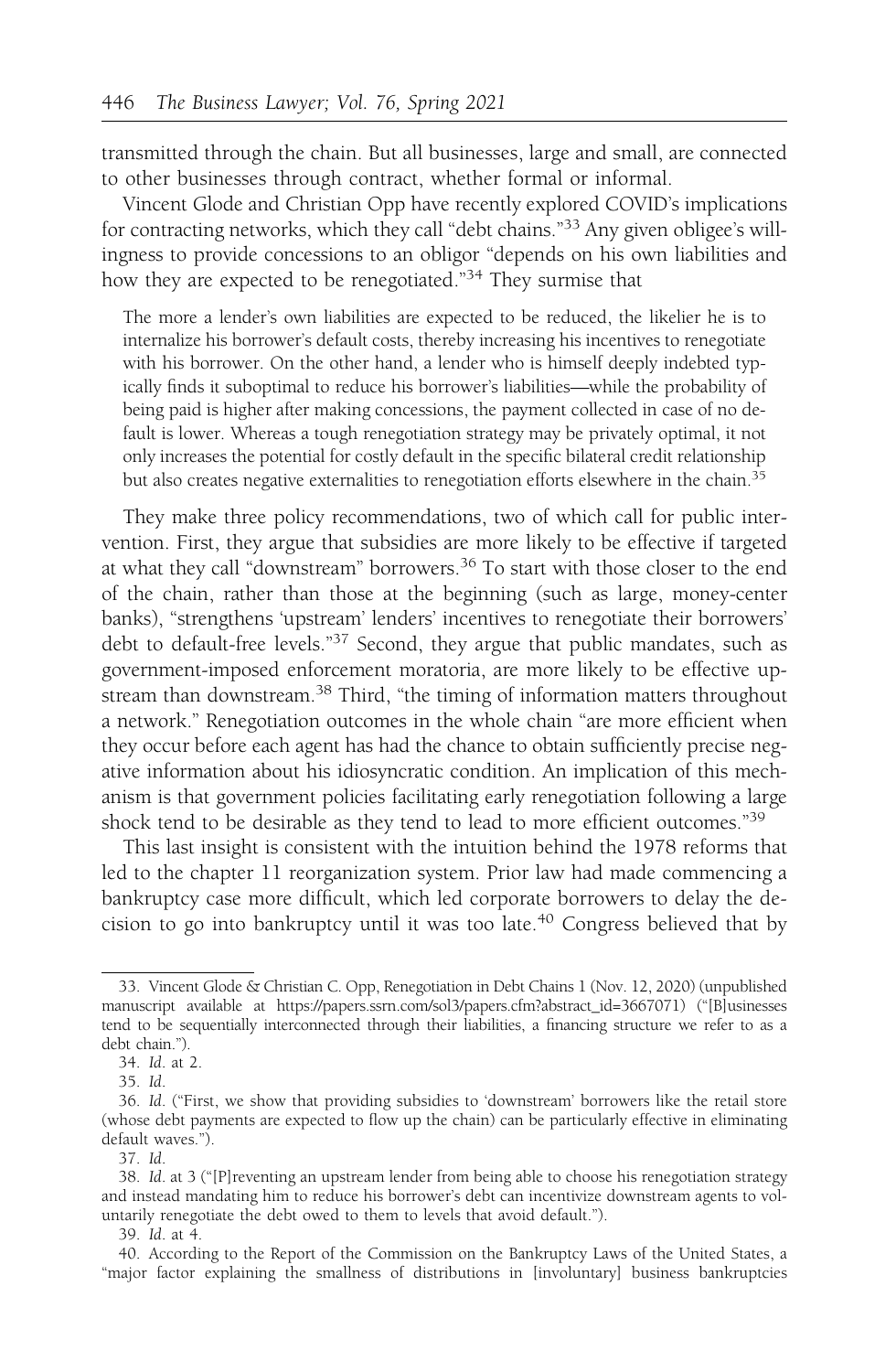transmitted through the chain. But all businesses, large and small, are connected to other businesses through contract, whether formal or informal.

Vincent Glode and Christian Opp have recently explored COVID's implications for contracting networks, which they call "debt chains."[33] Any given obligee's willingness to provide concessions to an obligor "depends on his own liabilities and how they are expected to be renegotiated."[34] They surmise that

> The more a lender's own liabilities are expected to be reduced, the likelier he is to internalize his borrower's default costs, thereby increasing his incentives to renegotiate with his borrower. On the other hand, a lender who is himself deeply indebted typically finds it suboptimal to reduce his borrower's liabilities—while the probability of being paid is higher after making concessions, the payment collected in case of no default is lower. Whereas a tough renegotiation strategy may be privately optimal, it not only increases the potential for costly default in the specific bilateral credit relationship but also creates negative externalities to renegotiation efforts elsewhere in the chain.[35]

They make three policy recommendations, two of which call for public intervention. First, they argue that subsidies are more likely to be effective if targeted at what they call "downstream" borrowers.[36] To start with those closer to the end of the chain, rather than those at the beginning (such as large, money-center banks), "strengthens 'upstream' lenders' incentives to renegotiate their borrowers' debt to default-free levels."[37] Second, they argue that public mandates, such as government-imposed enforcement moratoria, are more likely to be effective upstream than downstream.[38] Third, "the timing of information matters throughout a network." Renegotiation outcomes in the whole chain "are more efficient when they occur before each agent has had the chance to obtain sufficiently precise negative information about his idiosyncratic condition. An implication of this mechanism is that government policies facilitating early renegotiation following a large shock tend to be desirable as they tend to lead to more efficient outcomes."[39]

This last insight is consistent with the intuition behind the 1978 reforms that led to the chapter 11 reorganization system. Prior law had made commencing a bankruptcy case more difficult, which led corporate borrowers to delay the decision to go into bankruptcy until it was too late.[40] Congress believed that by

---

33. Vincent Glode & Christian C. Opp, Renegotiation in Debt Chains 1 (Nov. 12, 2020) (unpublished manuscript available at https://papers.ssrn.com/sol3/papers.cfm?abstract_id=3667071) ("[B]usinesses tend to be sequentially interconnected through their liabilities, a financing structure we refer to as a debt chain.").

34. *Id.* at 2.

35. *Id.*

36. *Id.* ("First, we show that providing subsidies to 'downstream' borrowers like the retail store (whose debt payments are expected to flow up the chain) can be particularly effective in eliminating default waves.").

37. *Id.*

38. *Id.* at 3 ("[P]reventing an upstream lender from being able to choose his renegotiation strategy and instead mandating him to reduce his borrower's debt can incentivize downstream agents to voluntarily renegotiate the debt owed to them to levels that avoid default.").

39. *Id.* at 4.

40. According to the Report of the Commission on the Bankruptcy Laws of the United States, a "major factor explaining the smallness of distributions in [involuntary] business bankruptcies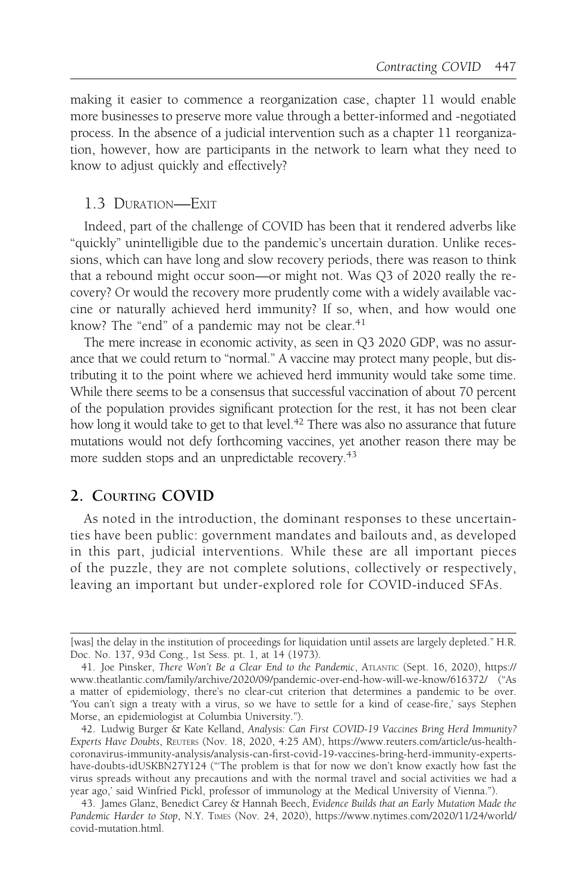making it easier to commence a reorganization case, chapter 11 would enable more businesses to preserve more value through a better-informed and -negotiated process. In the absence of a judicial intervention such as a chapter 11 reorganization, however, how are participants in the network to learn what they need to know to adjust quickly and effectively?

### 1.3 Duration—Exit

Indeed, part of the challenge of COVID has been that it rendered adverbs like "quickly" unintelligible due to the pandemic's uncertain duration. Unlike recessions, which can have long and slow recovery periods, there was reason to think that a rebound might occur soon—or might not. Was Q3 of 2020 really the recovery? Or would the recovery more prudently come with a widely available vaccine or naturally achieved herd immunity? If so, when, and how would one know? The "end" of a pandemic may not be clear.[41]

The mere increase in economic activity, as seen in Q3 2020 GDP, was no assurance that we could return to "normal." A vaccine may protect many people, but distributing it to the point where we achieved herd immunity would take some time. While there seems to be a consensus that successful vaccination of about 70 percent of the population provides significant protection for the rest, it has not been clear how long it would take to get to that level.[42] There was also no assurance that future mutations would not defy forthcoming vaccines, yet another reason there may be more sudden stops and an unpredictable recovery.[43]

## 2. Courting COVID

As noted in the introduction, the dominant responses to these uncertainties have been public: government mandates and bailouts and, as developed in this part, judicial interventions. While these are all important pieces of the puzzle, they are not complete solutions, collectively or respectively, leaving an important but under-explored role for COVID-induced SFAs.

---

[was] the delay in the institution of proceedings for liquidation until assets are largely depleted." H.R. Doc. No. 137, 93d Cong., 1st Sess. pt. 1, at 14 (1973).

41. Joe Pinsker, *There Won't Be a Clear End to the Pandemic*, Atlantic (Sept. 16, 2020), https://www.theatlantic.com/family/archive/2020/09/pandemic-over-end-how-will-we-know/616372/ ("As a matter of epidemiology, there's no clear-cut criterion that determines a pandemic to be over. 'You can't sign a treaty with a virus, so we have to settle for a kind of cease-fire,' says Stephen Morse, an epidemiologist at Columbia University.").

42. Ludwig Burger & Kate Kelland, *Analysis: Can First COVID-19 Vaccines Bring Herd Immunity? Experts Have Doubts*, Reuters (Nov. 18, 2020, 4:25 AM), https://www.reuters.com/article/us-health-coronavirus-immunity-analysis/analysis-can-first-covid-19-vaccines-bring-herd-immunity-experts-have-doubts-idUSKBN27Y124 ("'The problem is that for now we don't know exactly how fast the virus spreads without any precautions and with the normal travel and social activities we had a year ago,' said Winfried Pickl, professor of immunology at the Medical University of Vienna.").

43. James Glanz, Benedict Carey & Hannah Beech, *Evidence Builds that an Early Mutation Made the Pandemic Harder to Stop*, N.Y. Times (Nov. 24, 2020), https://www.nytimes.com/2020/11/24/world/covid-mutation.html.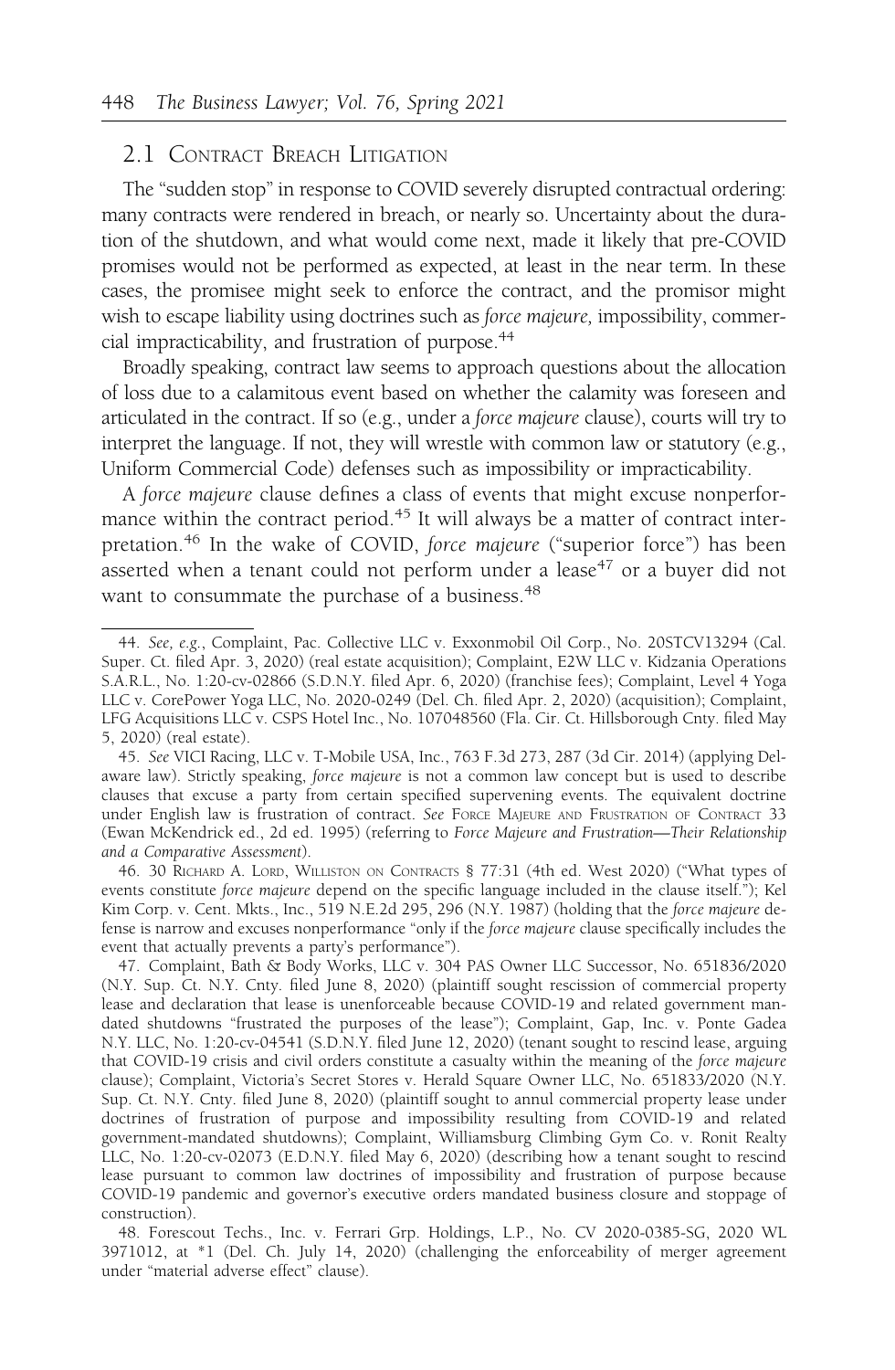## 2.1 Contract Breach Litigation

The "sudden stop" in response to COVID severely disrupted contractual ordering: many contracts were rendered in breach, or nearly so. Uncertainty about the duration of the shutdown, and what would come next, made it likely that pre-COVID promises would not be performed as expected, at least in the near term. In these cases, the promisee might seek to enforce the contract, and the promisor might wish to escape liability using doctrines such as *force majeure,* impossibility, commercial impracticability, and frustration of purpose.[44]

Broadly speaking, contract law seems to approach questions about the allocation of loss due to a calamitous event based on whether the calamity was foreseen and articulated in the contract. If so (e.g., under a *force majeure* clause), courts will try to interpret the language. If not, they will wrestle with common law or statutory (e.g., Uniform Commercial Code) defenses such as impossibility or impracticability.

A *force majeure* clause defines a class of events that might excuse nonperformance within the contract period.[45] It will always be a matter of contract interpretation.[46] In the wake of COVID, *force majeure* ("superior force") has been asserted when a tenant could not perform under a lease[47] or a buyer did not want to consummate the purchase of a business.[48]

---

44. *See, e.g.*, Complaint, Pac. Collective LLC v. Exxonmobil Oil Corp., No. 20STCV13294 (Cal. Super. Ct. filed Apr. 3, 2020) (real estate acquisition); Complaint, E2W LLC v. Kidzania Operations S.A.R.L., No. 1:20-cv-02866 (S.D.N.Y. filed Apr. 6, 2020) (franchise fees); Complaint, Level 4 Yoga LLC v. CorePower Yoga LLC, No. 2020-0249 (Del. Ch. filed Apr. 2, 2020) (acquisition); Complaint, LFG Acquisitions LLC v. CSPS Hotel Inc., No. 107048560 (Fla. Cir. Ct. Hillsborough Cnty. filed May 5, 2020) (real estate).

45. *See* VICI Racing, LLC v. T-Mobile USA, Inc., 763 F.3d 273, 287 (3d Cir. 2014) (applying Delaware law). Strictly speaking, *force majeure* is not a common law concept but is used to describe clauses that excuse a party from certain specified supervening events. The equivalent doctrine under English law is frustration of contract. *See* Force Majeure and Frustration of Contract 33 (Ewan McKendrick ed., 2d ed. 1995) (referring to *Force Majeure and Frustration—Their Relationship and a Comparative Assessment*).

46. 30 Richard A. Lord, Williston on Contracts § 77:31 (4th ed. West 2020) ("What types of events constitute *force majeure* depend on the specific language included in the clause itself."); Kel Kim Corp. v. Cent. Mkts., Inc., 519 N.E.2d 295, 296 (N.Y. 1987) (holding that the *force majeure* defense is narrow and excuses nonperformance "only if the *force majeure* clause specifically includes the event that actually prevents a party's performance").

47. Complaint, Bath & Body Works, LLC v. 304 PAS Owner LLC Successor, No. 651836/2020 (N.Y. Sup. Ct. N.Y. Cnty. filed June 8, 2020) (plaintiff sought rescission of commercial property lease and declaration that lease is unenforceable because COVID-19 and related government mandated shutdowns "frustrated the purposes of the lease"); Complaint, Gap, Inc. v. Ponte Gadea N.Y. LLC, No. 1:20-cv-04541 (S.D.N.Y. filed June 12, 2020) (tenant sought to rescind lease, arguing that COVID-19 crisis and civil orders constitute a casualty within the meaning of the *force majeure* clause); Complaint, Victoria's Secret Stores v. Herald Square Owner LLC, No. 651833/2020 (N.Y. Sup. Ct. N.Y. Cnty. filed June 8, 2020) (plaintiff sought to annul commercial property lease under doctrines of frustration of purpose and impossibility resulting from COVID-19 and related government-mandated shutdowns); Complaint, Williamsburg Climbing Gym Co. v. Ronit Realty LLC, No. 1:20-cv-02073 (E.D.N.Y. filed May 6, 2020) (describing how a tenant sought to rescind lease pursuant to common law doctrines of impossibility and frustration of purpose because COVID-19 pandemic and governor's executive orders mandated business closure and stoppage of construction).

48. Forescout Techs., Inc. v. Ferrari Grp. Holdings, L.P., No. CV 2020-0385-SG, 2020 WL 3971012, at *1 (Del. Ch. July 14, 2020) (challenging the enforceability of merger agreement under "material adverse effect" clause).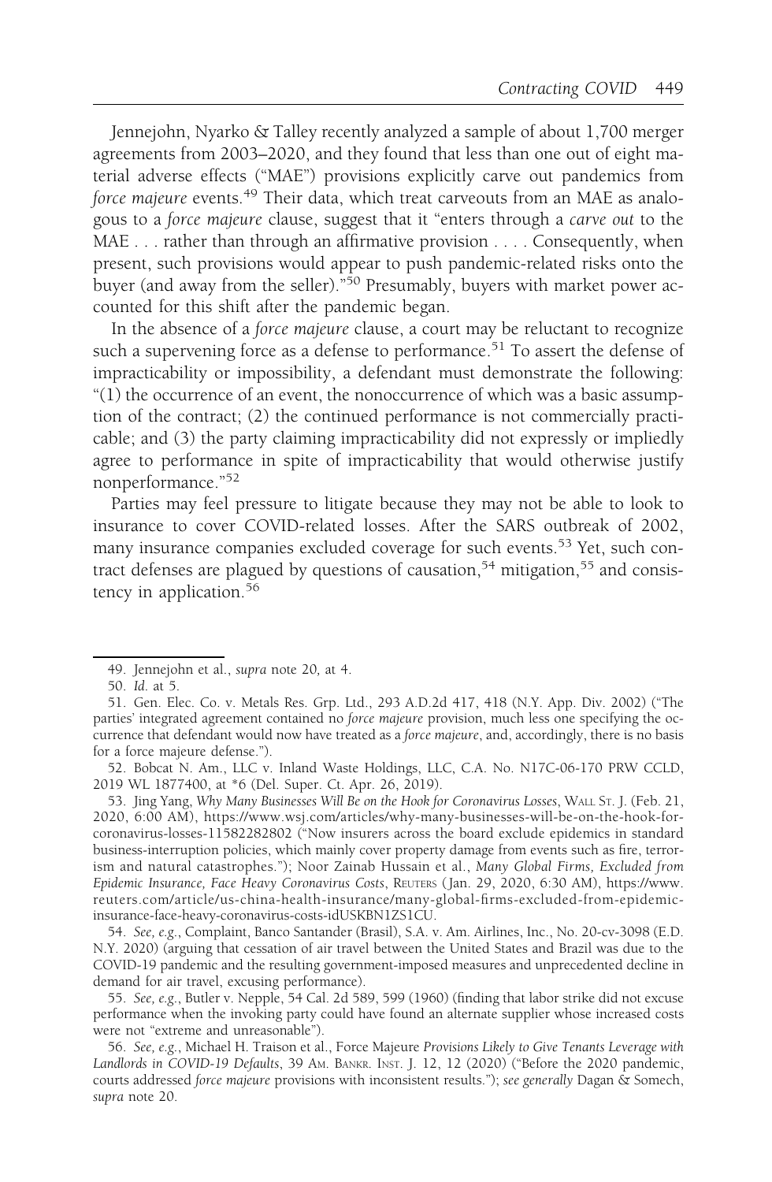Jennejohn, Nyarko & Talley recently analyzed a sample of about 1,700 merger agreements from 2003–2020, and they found that less than one out of eight material adverse effects ("MAE") provisions explicitly carve out pandemics from *force majeure* events.[49] Their data, which treat carveouts from an MAE as analogous to a *force majeure* clause, suggest that it "enters through a *carve out* to the MAE . . . rather than through an affirmative provision . . . . Consequently, when present, such provisions would appear to push pandemic-related risks onto the buyer (and away from the seller)."[50] Presumably, buyers with market power accounted for this shift after the pandemic began.

In the absence of a *force majeure* clause, a court may be reluctant to recognize such a supervening force as a defense to performance.[51] To assert the defense of impracticability or impossibility, a defendant must demonstrate the following: "(1) the occurrence of an event, the nonoccurrence of which was a basic assumption of the contract; (2) the continued performance is not commercially practicable; and (3) the party claiming impracticability did not expressly or impliedly agree to performance in spite of impracticability that would otherwise justify nonperformance."[52]

Parties may feel pressure to litigate because they may not be able to look to insurance to cover COVID-related losses. After the SARS outbreak of 2002, many insurance companies excluded coverage for such events.[53] Yet, such contract defenses are plagued by questions of causation,[54] mitigation,[55] and consistency in application.[56]

---

49. Jennejohn et al., *supra* note 20, at 4.

50. *Id.* at 5.

51. Gen. Elec. Co. v. Metals Res. Grp. Ltd., 293 A.D.2d 417, 418 (N.Y. App. Div. 2002) ("The parties' integrated agreement contained no *force majeure* provision, much less one specifying the occurrence that defendant would now have treated as a *force majeure*, and, accordingly, there is no basis for a force majeure defense.").

52. Bobcat N. Am., LLC v. Inland Waste Holdings, LLC, C.A. No. N17C-06-170 PRW CCLD, 2019 WL 1877400, at *6 (Del. Super. Ct. Apr. 26, 2019).

53. Jing Yang, *Why Many Businesses Will Be on the Hook for Coronavirus Losses*, WALL ST. J. (Feb. 21, 2020, 6:00 AM), https://www.wsj.com/articles/why-many-businesses-will-be-on-the-hook-for-coronavirus-losses-11582282802 ("Now insurers across the board exclude epidemics in standard business-interruption policies, which mainly cover property damage from events such as fire, terrorism and natural catastrophes."); Noor Zainab Hussain et al., *Many Global Firms, Excluded from Epidemic Insurance, Face Heavy Coronavirus Costs*, REUTERS (Jan. 29, 2020, 6:30 AM), https://www.reuters.com/article/us-china-health-insurance/many-global-firms-excluded-from-epidemic-insurance-face-heavy-coronavirus-costs-idUSKBN1ZS1CU.

54. *See, e.g.*, Complaint, Banco Santander (Brasil), S.A. v. Am. Airlines, Inc., No. 20-cv-3098 (E.D. N.Y. 2020) (arguing that cessation of air travel between the United States and Brazil was due to the COVID-19 pandemic and the resulting government-imposed measures and unprecedented decline in demand for air travel, excusing performance).

55. *See, e.g.*, Butler v. Nepple, 54 Cal. 2d 589, 599 (1960) (finding that labor strike did not excuse performance when the invoking party could have found an alternate supplier whose increased costs were not "extreme and unreasonable").

56. *See, e.g.*, Michael H. Traison et al., Force Majeure *Provisions Likely to Give Tenants Leverage with Landlords in COVID-19 Defaults*, 39 AM. BANKR. INST. J. 12, 12 (2020) ("Before the 2020 pandemic, courts addressed *force majeure* provisions with inconsistent results."); *see generally* Dagan & Somech, *supra* note 20.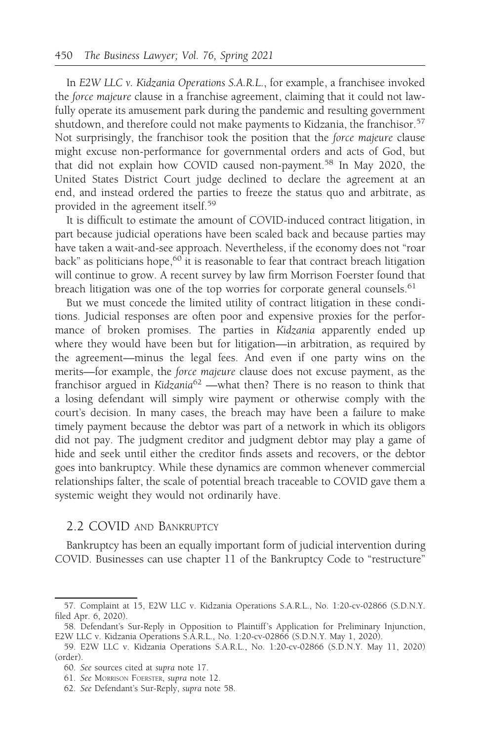In *E2W LLC v. Kidzania Operations S.A.R.L.*, for example, a franchisee invoked the *force majeure* clause in a franchise agreement, claiming that it could not lawfully operate its amusement park during the pandemic and resulting government shutdown, and therefore could not make payments to Kidzania, the franchisor.[57] Not surprisingly, the franchisor took the position that the *force majeure* clause might excuse non-performance for governmental orders and acts of God, but that did not explain how COVID caused non-payment.[58] In May 2020, the United States District Court judge declined to declare the agreement at an end, and instead ordered the parties to freeze the status quo and arbitrate, as provided in the agreement itself.[59]

It is difficult to estimate the amount of COVID-induced contract litigation, in part because judicial operations have been scaled back and because parties may have taken a wait-and-see approach. Nevertheless, if the economy does not "roar back" as politicians hope,[60] it is reasonable to fear that contract breach litigation will continue to grow. A recent survey by law firm Morrison Foerster found that breach litigation was one of the top worries for corporate general counsels.[61]

But we must concede the limited utility of contract litigation in these conditions. Judicial responses are often poor and expensive proxies for the performance of broken promises. The parties in *Kidzania* apparently ended up where they would have been but for litigation—in arbitration, as required by the agreement—minus the legal fees. And even if one party wins on the merits—for example, the *force majeure* clause does not excuse payment, as the franchisor argued in *Kidzania*[62] —what then? There is no reason to think that a losing defendant will simply wire payment or otherwise comply with the court's decision. In many cases, the breach may have been a failure to make timely payment because the debtor was part of a network in which its obligors did not pay. The judgment creditor and judgment debtor may play a game of hide and seek until either the creditor finds assets and recovers, or the debtor goes into bankruptcy. While these dynamics are common whenever commercial relationships falter, the scale of potential breach traceable to COVID gave them a systemic weight they would not ordinarily have.

## 2.2 COVID and Bankruptcy

Bankruptcy has been an equally important form of judicial intervention during COVID. Businesses can use chapter 11 of the Bankruptcy Code to "restructure"

---

57. Complaint at 15, E2W LLC v. Kidzania Operations S.A.R.L., No. 1:20-cv-02866 (S.D.N.Y. filed Apr. 6, 2020).

58. Defendant's Sur-Reply in Opposition to Plaintiff's Application for Preliminary Injunction, E2W LLC v. Kidzania Operations S.A.R.L., No. 1:20-cv-02866 (S.D.N.Y. May 1, 2020).

59. E2W LLC v. Kidzania Operations S.A.R.L., No. 1:20-cv-02866 (S.D.N.Y. May 11, 2020) (order).

60. *See* sources cited at *supra* note 17.

61. *See* Morrison Foerster, *supra* note 12.

62. *See* Defendant's Sur-Reply, *supra* note 58.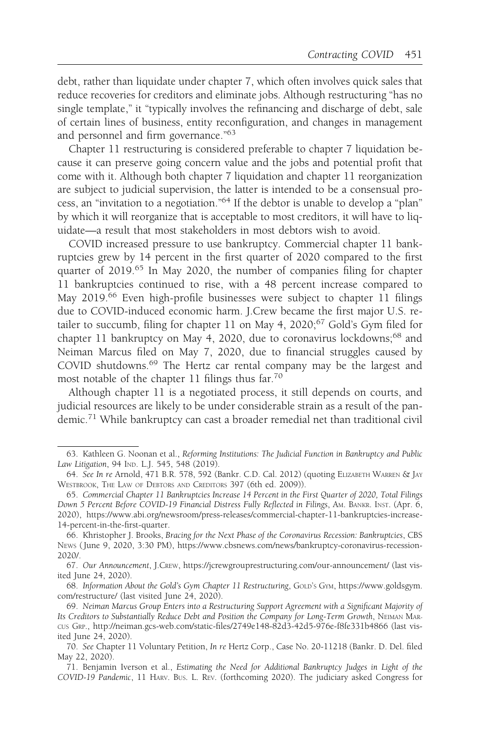debt, rather than liquidate under chapter 7, which often involves quick sales that reduce recoveries for creditors and eliminate jobs. Although restructuring "has no single template," it "typically involves the refinancing and discharge of debt, sale of certain lines of business, entity reconfiguration, and changes in management and personnel and firm governance."[63]

Chapter 11 restructuring is considered preferable to chapter 7 liquidation because it can preserve going concern value and the jobs and potential profit that come with it. Although both chapter 7 liquidation and chapter 11 reorganization are subject to judicial supervision, the latter is intended to be a consensual process, an "invitation to a negotiation."[64] If the debtor is unable to develop a "plan" by which it will reorganize that is acceptable to most creditors, it will have to liquidate—a result that most stakeholders in most debtors wish to avoid.

COVID increased pressure to use bankruptcy. Commercial chapter 11 bankruptcies grew by 14 percent in the first quarter of 2020 compared to the first quarter of 2019.[65] In May 2020, the number of companies filing for chapter 11 bankruptcies continued to rise, with a 48 percent increase compared to May 2019.[66] Even high-profile businesses were subject to chapter 11 filings due to COVID-induced economic harm. J.Crew became the first major U.S. retailer to succumb, filing for chapter 11 on May 4, 2020;[67] Gold's Gym filed for chapter 11 bankruptcy on May 4, 2020, due to coronavirus lockdowns;[68] and Neiman Marcus filed on May 7, 2020, due to financial struggles caused by COVID shutdowns.[69] The Hertz car rental company may be the largest and most notable of the chapter 11 filings thus far.[70]

Although chapter 11 is a negotiated process, it still depends on courts, and judicial resources are likely to be under considerable strain as a result of the pandemic.[71] While bankruptcy can cast a broader remedial net than traditional civil

---

63. Kathleen G. Noonan et al., *Reforming Institutions: The Judicial Function in Bankruptcy and Public Law Litigation*, 94 IND. L.J. 545, 548 (2019).

64. *See In re* Arnold, 471 B.R. 578, 592 (Bankr. C.D. Cal. 2012) (quoting ELIZABETH WARREN & JAY WESTBROOK, THE LAW OF DEBTORS AND CREDITORS 397 (6th ed. 2009)).

65. *Commercial Chapter 11 Bankruptcies Increase 14 Percent in the First Quarter of 2020, Total Filings Down 5 Percent Before COVID-19 Financial Distress Fully Reflected in Filings*, AM. BANKR. INST. (Apr. 6, 2020), https://www.abi.org/newsroom/press-releases/commercial-chapter-11-bankruptcies-increase-14-percent-in-the-first-quarter.

66. Khristopher J. Brooks, *Bracing for the Next Phase of the Coronavirus Recession: Bankruptcies*, CBS NEWS (June 9, 2020, 3:30 PM), https://www.cbsnews.com/news/bankruptcy-coronavirus-recession-2020/.

67. *Our Announcement*, J.CREW, https://jcrewgrouprestructuring.com/our-announcement/ (last visited June 24, 2020).

68. *Information About the Gold's Gym Chapter 11 Restructuring*, GOLD'S GYM, https://www.goldsgym.com/restructure/ (last visited June 24, 2020).

69. *Neiman Marcus Group Enters into a Restructuring Support Agreement with a Significant Majority of Its Creditors to Substantially Reduce Debt and Position the Company for Long-Term Growth*, NEIMAN MARCUS GRP., http://neiman.gcs-web.com/static-files/2749e148-82d3-42d5-976e-f8fe331b4866 (last visited June 24, 2020).

70. *See* Chapter 11 Voluntary Petition, *In re* Hertz Corp., Case No. 20-11218 (Bankr. D. Del. filed May 22, 2020).

71. Benjamin Iverson et al., *Estimating the Need for Additional Bankruptcy Judges in Light of the COVID-19 Pandemic*, 11 HARV. BUS. L. REV. (forthcoming 2020). The judiciary asked Congress for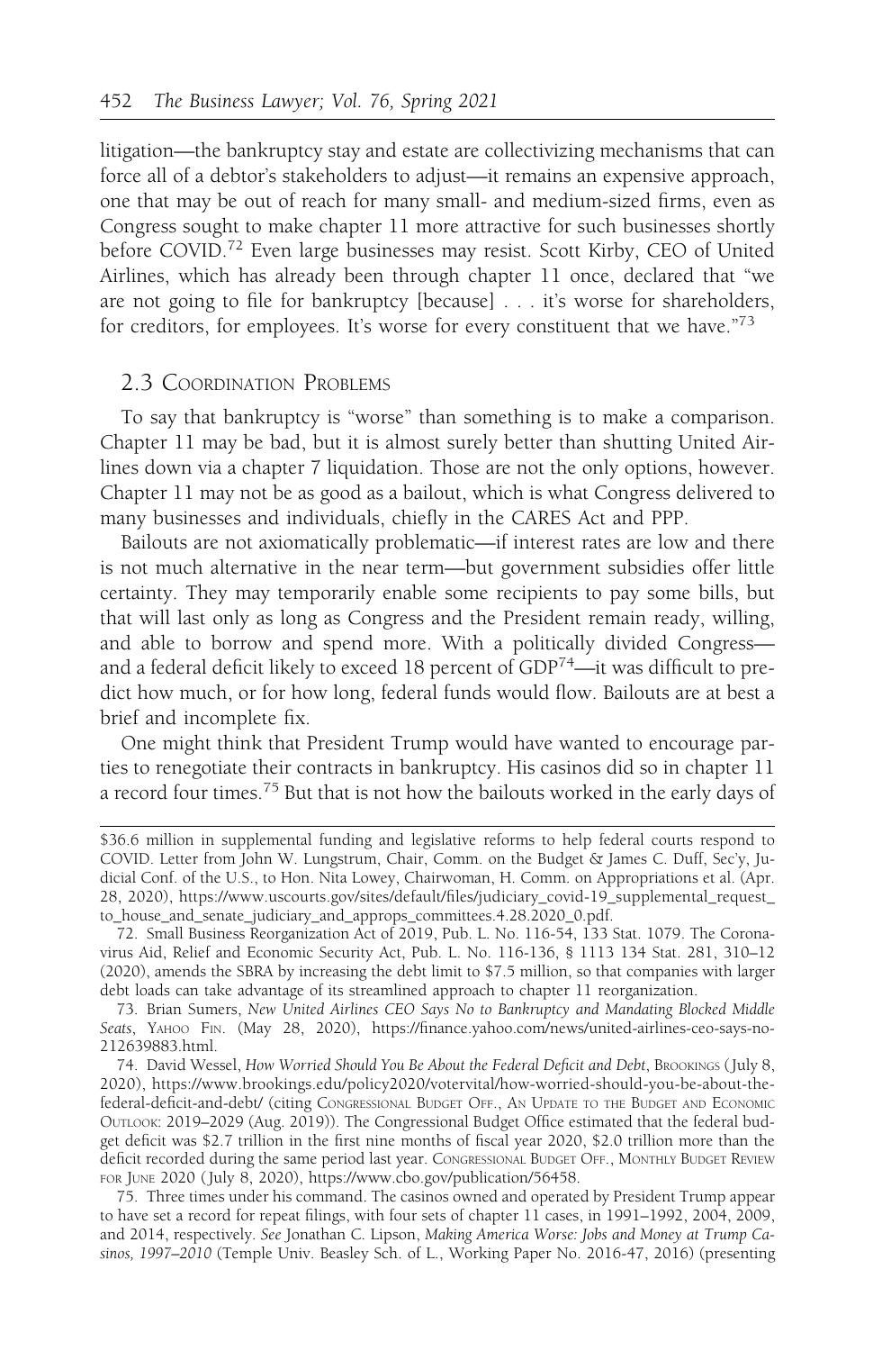litigation—the bankruptcy stay and estate are collectivizing mechanisms that can force all of a debtor's stakeholders to adjust—it remains an expensive approach, one that may be out of reach for many small- and medium-sized firms, even as Congress sought to make chapter 11 more attractive for such businesses shortly before COVID.[72] Even large businesses may resist. Scott Kirby, CEO of United Airlines, which has already been through chapter 11 once, declared that "we are not going to file for bankruptcy [because] . . . it's worse for shareholders, for creditors, for employees. It's worse for every constituent that we have."[73]

## 2.3 Coordination Problems

To say that bankruptcy is "worse" than something is to make a comparison. Chapter 11 may be bad, but it is almost surely better than shutting United Airlines down via a chapter 7 liquidation. Those are not the only options, however. Chapter 11 may not be as good as a bailout, which is what Congress delivered to many businesses and individuals, chiefly in the CARES Act and PPP.

Bailouts are not axiomatically problematic—if interest rates are low and there is not much alternative in the near term—but government subsidies offer little certainty. They may temporarily enable some recipients to pay some bills, but that will last only as long as Congress and the President remain ready, willing, and able to borrow and spend more. With a politically divided Congress—and a federal deficit likely to exceed 18 percent of GDP[74]—it was difficult to predict how much, or for how long, federal funds would flow. Bailouts are at best a brief and incomplete fix.

One might think that President Trump would have wanted to encourage parties to renegotiate their contracts in bankruptcy. His casinos did so in chapter 11 a record four times.[75] But that is not how the bailouts worked in the early days of

---

$36.6 million in supplemental funding and legislative reforms to help federal courts respond to COVID. Letter from John W. Lungstrum, Chair, Comm. on the Budget & James C. Duff, Sec'y, Judicial Conf. of the U.S., to Hon. Nita Lowey, Chairwoman, H. Comm. on Appropriations et al. (Apr. 28, 2020), https://www.uscourts.gov/sites/default/files/judiciary_covid-19_supplemental_request_to_house_and_senate_judiciary_and_approps_committees.4.28.2020_0.pdf.

72. Small Business Reorganization Act of 2019, Pub. L. No. 116-54, 133 Stat. 1079. The Coronavirus Aid, Relief and Economic Security Act, Pub. L. No. 116-136, § 1113 134 Stat. 281, 310–12 (2020), amends the SBRA by increasing the debt limit to $7.5 million, so that companies with larger debt loads can take advantage of its streamlined approach to chapter 11 reorganization.

73. Brian Sumers, *New United Airlines CEO Says No to Bankruptcy and Mandating Blocked Middle Seats*, Yahoo Fin. (May 28, 2020), https://finance.yahoo.com/news/united-airlines-ceo-says-no-212639883.html.

74. David Wessel, *How Worried Should You Be About the Federal Deficit and Debt*, Brookings (July 8, 2020), https://www.brookings.edu/policy2020/votervital/how-worried-should-you-be-about-the-federal-deficit-and-debt/ (citing Congressional Budget Off., An Update to the Budget and Economic Outlook: 2019–2029 (Aug. 2019)). The Congressional Budget Office estimated that the federal budget deficit was $2.7 trillion in the first nine months of fiscal year 2020, $2.0 trillion more than the deficit recorded during the same period last year. Congressional Budget Off., Monthly Budget Review for June 2020 (July 8, 2020), https://www.cbo.gov/publication/56458.

75. Three times under his command. The casinos owned and operated by President Trump appear to have set a record for repeat filings, with four sets of chapter 11 cases, in 1991–1992, 2004, 2009, and 2014, respectively. *See* Jonathan C. Lipson, *Making America Worse: Jobs and Money at Trump Casinos, 1997–2010* (Temple Univ. Beasley Sch. of L., Working Paper No. 2016-47, 2016) (presenting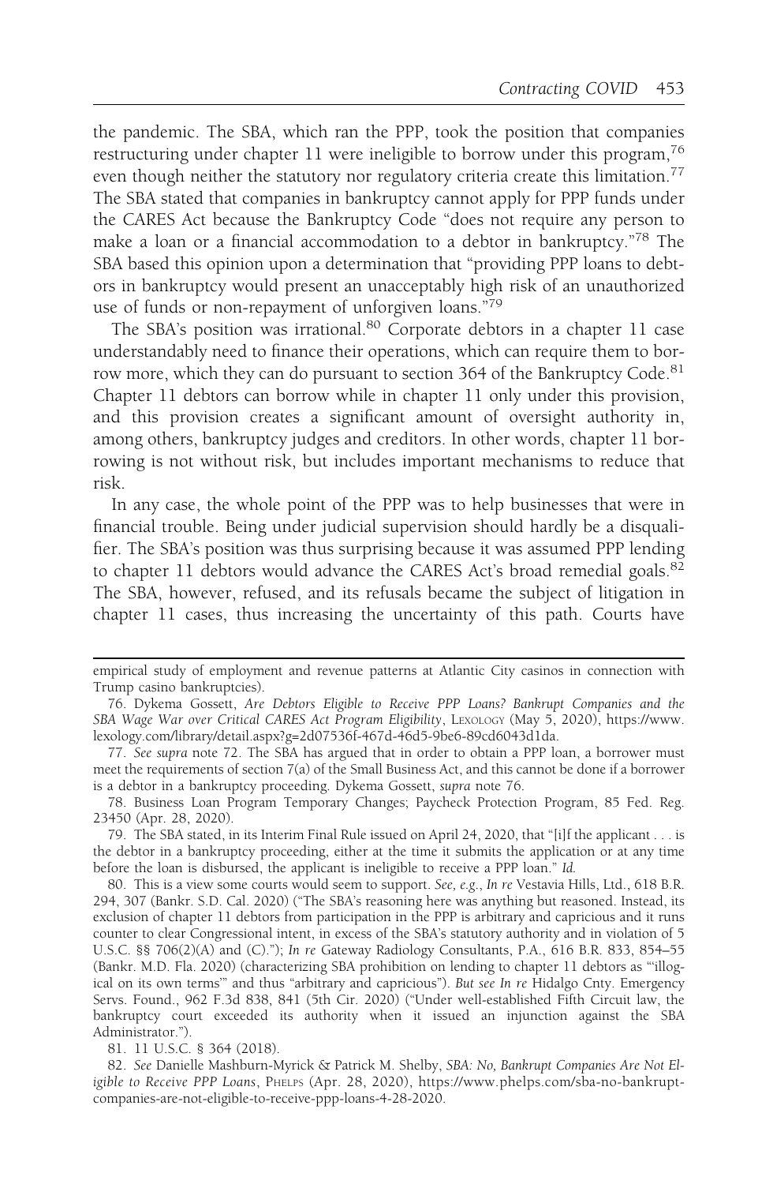the pandemic. The SBA, which ran the PPP, took the position that companies restructuring under chapter 11 were ineligible to borrow under this program,[76] even though neither the statutory nor regulatory criteria create this limitation.[77] The SBA stated that companies in bankruptcy cannot apply for PPP funds under the CARES Act because the Bankruptcy Code "does not require any person to make a loan or a financial accommodation to a debtor in bankruptcy."[78] The SBA based this opinion upon a determination that "providing PPP loans to debtors in bankruptcy would present an unacceptably high risk of an unauthorized use of funds or non-repayment of unforgiven loans."[79]

The SBA's position was irrational.[80] Corporate debtors in a chapter 11 case understandably need to finance their operations, which can require them to borrow more, which they can do pursuant to section 364 of the Bankruptcy Code.[81] Chapter 11 debtors can borrow while in chapter 11 only under this provision, and this provision creates a significant amount of oversight authority in, among others, bankruptcy judges and creditors. In other words, chapter 11 borrowing is not without risk, but includes important mechanisms to reduce that risk.

In any case, the whole point of the PPP was to help businesses that were in financial trouble. Being under judicial supervision should hardly be a disqualifier. The SBA's position was thus surprising because it was assumed PPP lending to chapter 11 debtors would advance the CARES Act's broad remedial goals.[82] The SBA, however, refused, and its refusals became the subject of litigation in chapter 11 cases, thus increasing the uncertainty of this path. Courts have

---

empirical study of employment and revenue patterns at Atlantic City casinos in connection with Trump casino bankruptcies).

76. Dykema Gossett, *Are Debtors Eligible to Receive PPP Loans? Bankrupt Companies and the SBA Wage War over Critical CARES Act Program Eligibility*, LEXOLOGY (May 5, 2020), https://www.lexology.com/library/detail.aspx?g=2d07536f-467d-46d5-9be6-89cd6043d1da.

77. *See supra* note 72. The SBA has argued that in order to obtain a PPP loan, a borrower must meet the requirements of section 7(a) of the Small Business Act, and this cannot be done if a borrower is a debtor in a bankruptcy proceeding. Dykema Gossett, *supra* note 76.

78. Business Loan Program Temporary Changes; Paycheck Protection Program, 85 Fed. Reg. 23450 (Apr. 28, 2020).

79. The SBA stated, in its Interim Final Rule issued on April 24, 2020, that "[i]f the applicant . . . is the debtor in a bankruptcy proceeding, either at the time it submits the application or at any time before the loan is disbursed, the applicant is ineligible to receive a PPP loan." *Id.*

80. This is a view some courts would seem to support. *See, e.g.*, *In re* Vestavia Hills, Ltd., 618 B.R. 294, 307 (Bankr. S.D. Cal. 2020) ("The SBA's reasoning here was anything but reasoned. Instead, its exclusion of chapter 11 debtors from participation in the PPP is arbitrary and capricious and it runs counter to clear Congressional intent, in excess of the SBA's statutory authority and in violation of 5 U.S.C. §§ 706(2)(A) and (C)."); *In re* Gateway Radiology Consultants, P.A., 616 B.R. 833, 854–55 (Bankr. M.D. Fla. 2020) (characterizing SBA prohibition on lending to chapter 11 debtors as "'illogical on its own terms'" and thus "arbitrary and capricious"). *But see In re* Hidalgo Cnty. Emergency Servs. Found., 962 F.3d 838, 841 (5th Cir. 2020) ("Under well-established Fifth Circuit law, the bankruptcy court exceeded its authority when it issued an injunction against the SBA Administrator.").

81. 11 U.S.C. § 364 (2018).

82. *See* Danielle Mashburn-Myrick & Patrick M. Shelby, *SBA: No, Bankrupt Companies Are Not Eligible to Receive PPP Loans*, PHELPS (Apr. 28, 2020), https://www.phelps.com/sba-no-bankrupt-companies-are-not-eligible-to-receive-ppp-loans-4-28-2020.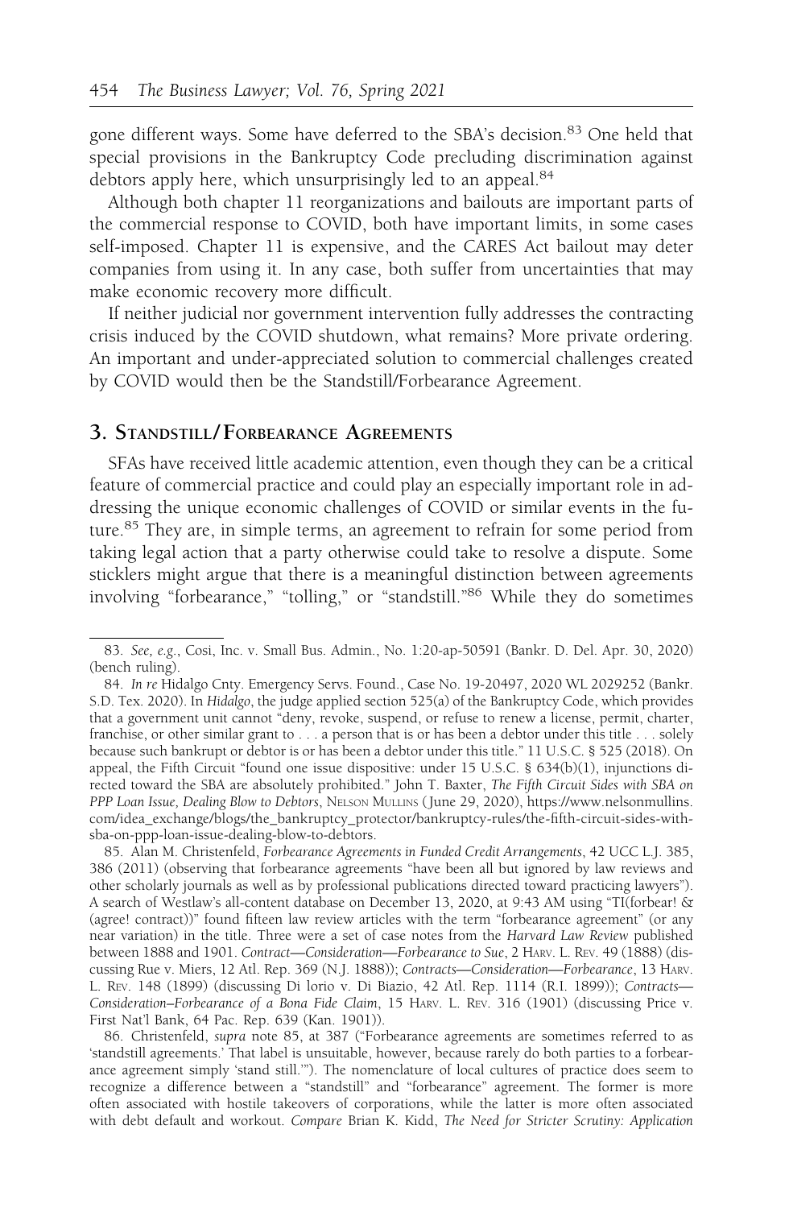gone different ways. Some have deferred to the SBA's decision.[83] One held that special provisions in the Bankruptcy Code precluding discrimination against debtors apply here, which unsurprisingly led to an appeal.[84]

Although both chapter 11 reorganizations and bailouts are important parts of the commercial response to COVID, both have important limits, in some cases self-imposed. Chapter 11 is expensive, and the CARES Act bailout may deter companies from using it. In any case, both suffer from uncertainties that may make economic recovery more difficult.

If neither judicial nor government intervention fully addresses the contracting crisis induced by the COVID shutdown, what remains? More private ordering. An important and under-appreciated solution to commercial challenges created by COVID would then be the Standstill/Forbearance Agreement.

## 3. Standstill/Forbearance Agreements

SFAs have received little academic attention, even though they can be a critical feature of commercial practice and could play an especially important role in addressing the unique economic challenges of COVID or similar events in the future.[85] They are, in simple terms, an agreement to refrain for some period from taking legal action that a party otherwise could take to resolve a dispute. Some sticklers might argue that there is a meaningful distinction between agreements involving "forbearance," "tolling," or "standstill."[86] While they do sometimes

---

83. *See, e.g.*, Cosi, Inc. v. Small Bus. Admin., No. 1:20-ap-50591 (Bankr. D. Del. Apr. 30, 2020) (bench ruling).

84. *In re* Hidalgo Cnty. Emergency Servs. Found., Case No. 19-20497, 2020 WL 2029252 (Bankr. S.D. Tex. 2020). In *Hidalgo*, the judge applied section 525(a) of the Bankruptcy Code, which provides that a government unit cannot "deny, revoke, suspend, or refuse to renew a license, permit, charter, franchise, or other similar grant to . . . a person that is or has been a debtor under this title . . . solely because such bankrupt or debtor is or has been a debtor under this title." 11 U.S.C. § 525 (2018). On appeal, the Fifth Circuit "found one issue dispositive: under 15 U.S.C. § 634(b)(1), injunctions directed toward the SBA are absolutely prohibited." John T. Baxter, *The Fifth Circuit Sides with SBA on PPP Loan Issue, Dealing Blow to Debtors*, Nelson Mullins (June 29, 2020), https://www.nelsonmullins.com/idea_exchange/blogs/the_bankruptcy_protector/bankruptcy-rules/the-fifth-circuit-sides-with-sba-on-ppp-loan-issue-dealing-blow-to-debtors.

85. Alan M. Christenfeld, *Forbearance Agreements in Funded Credit Arrangements*, 42 UCC L.J. 385, 386 (2011) (observing that forbearance agreements "have been all but ignored by law reviews and other scholarly journals as well as by professional publications directed toward practicing lawyers"). A search of Westlaw's all-content database on December 13, 2020, at 9:43 AM using "TI(forbear! & (agree! contract))" found fifteen law review articles with the term "forbearance agreement" (or any near variation) in the title. Three were a set of case notes from the *Harvard Law Review* published between 1888 and 1901. *Contract—Consideration—Forbearance to Sue*, 2 Harv. L. Rev. 49 (1888) (discussing Rue v. Miers, 12 Atl. Rep. 369 (N.J. 1888)); *Contracts—Consideration—Forbearance*, 13 Harv. L. Rev. 148 (1899) (discussing Di lorio v. Di Biazio, 42 Atl. Rep. 1114 (R.I. 1899)); *Contracts—Consideration–Forbearance of a Bona Fide Claim*, 15 Harv. L. Rev. 316 (1901) (discussing Price v. First Nat'l Bank, 64 Pac. Rep. 639 (Kan. 1901)).

86. Christenfeld, *supra* note 85, at 387 ("Forbearance agreements are sometimes referred to as 'standstill agreements.' That label is unsuitable, however, because rarely do both parties to a forbearance agreement simply 'stand still.'"). The nomenclature of local cultures of practice does seem to recognize a difference between a "standstill" and "forbearance" agreement. The former is more often associated with hostile takeovers of corporations, while the latter is more often associated with debt default and workout. *Compare* Brian K. Kidd, *The Need for Stricter Scrutiny: Application*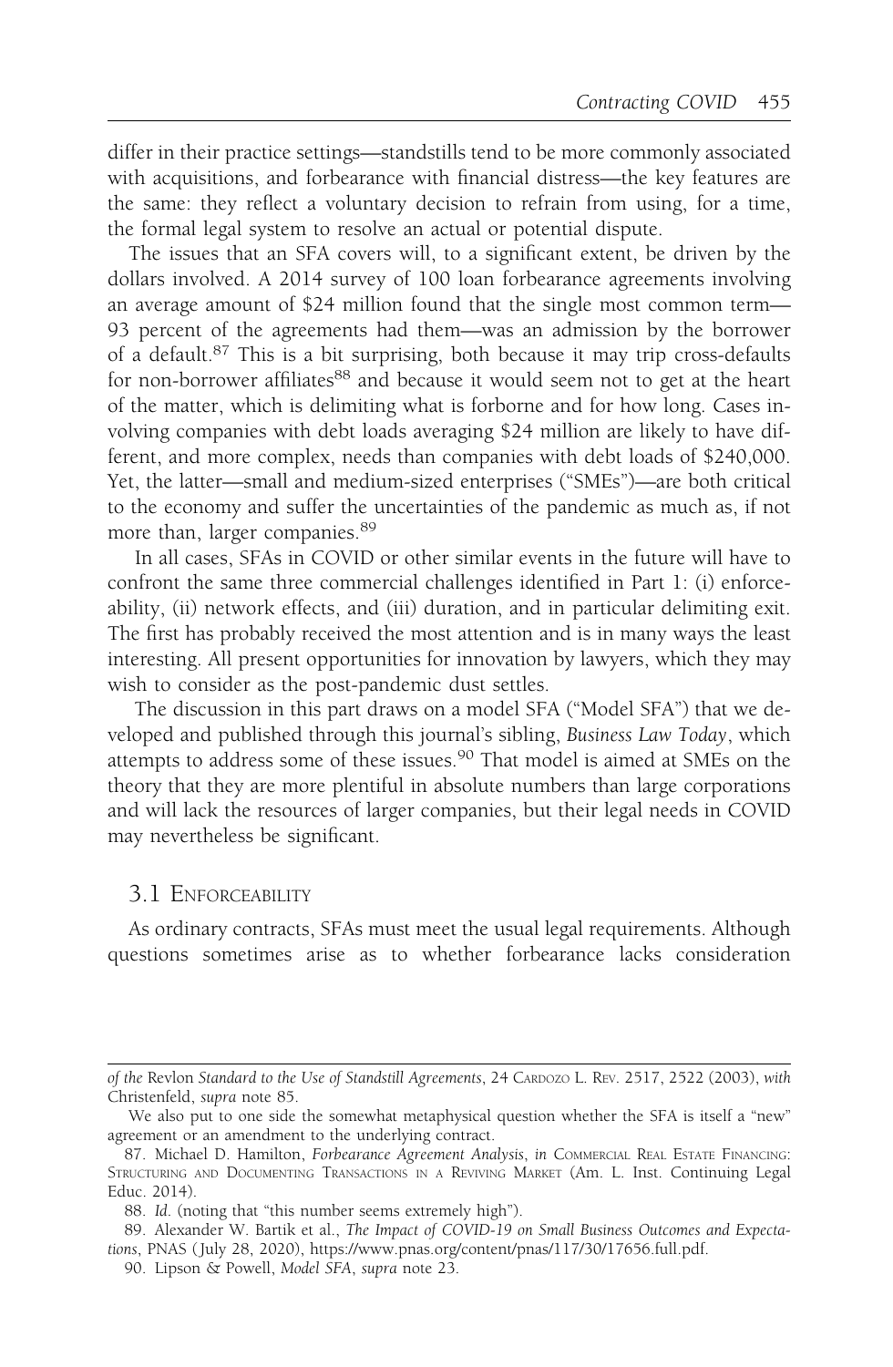differ in their practice settings—standstills tend to be more commonly associated with acquisitions, and forbearance with financial distress—the key features are the same: they reflect a voluntary decision to refrain from using, for a time, the formal legal system to resolve an actual or potential dispute.

The issues that an SFA covers will, to a significant extent, be driven by the dollars involved. A 2014 survey of 100 loan forbearance agreements involving an average amount of $24 million found that the single most common term—93 percent of the agreements had them—was an admission by the borrower of a default.[87] This is a bit surprising, both because it may trip cross-defaults for non-borrower affiliates[88] and because it would seem not to get at the heart of the matter, which is delimiting what is forborne and for how long. Cases involving companies with debt loads averaging $24 million are likely to have different, and more complex, needs than companies with debt loads of $240,000. Yet, the latter—small and medium-sized enterprises ("SMEs")—are both critical to the economy and suffer the uncertainties of the pandemic as much as, if not more than, larger companies.[89]

In all cases, SFAs in COVID or other similar events in the future will have to confront the same three commercial challenges identified in Part 1: (i) enforceability, (ii) network effects, and (iii) duration, and in particular delimiting exit. The first has probably received the most attention and is in many ways the least interesting. All present opportunities for innovation by lawyers, which they may wish to consider as the post-pandemic dust settles.

The discussion in this part draws on a model SFA ("Model SFA") that we developed and published through this journal's sibling, *Business Law Today*, which attempts to address some of these issues.[90] That model is aimed at SMEs on the theory that they are more plentiful in absolute numbers than large corporations and will lack the resources of larger companies, but their legal needs in COVID may nevertheless be significant.

### 3.1 Enforceability

As ordinary contracts, SFAs must meet the usual legal requirements. Although questions sometimes arise as to whether forbearance lacks consideration

---

*of the* Revlon *Standard to the Use of Standstill Agreements*, 24 Cardozo L. Rev. 2517, 2522 (2003), *with* Christenfeld, *supra* note 85.

We also put to one side the somewhat metaphysical question whether the SFA is itself a "new" agreement or an amendment to the underlying contract.

87. Michael D. Hamilton, *Forbearance Agreement Analysis*, *in* Commercial Real Estate Financing: Structuring and Documenting Transactions in a Reviving Market (Am. L. Inst. Continuing Legal Educ. 2014).

88. *Id.* (noting that "this number seems extremely high").

89. Alexander W. Bartik et al., *The Impact of COVID-19 on Small Business Outcomes and Expectations*, PNAS (July 28, 2020), https://www.pnas.org/content/pnas/117/30/17656.full.pdf.

90. Lipson & Powell, *Model SFA*, *supra* note 23.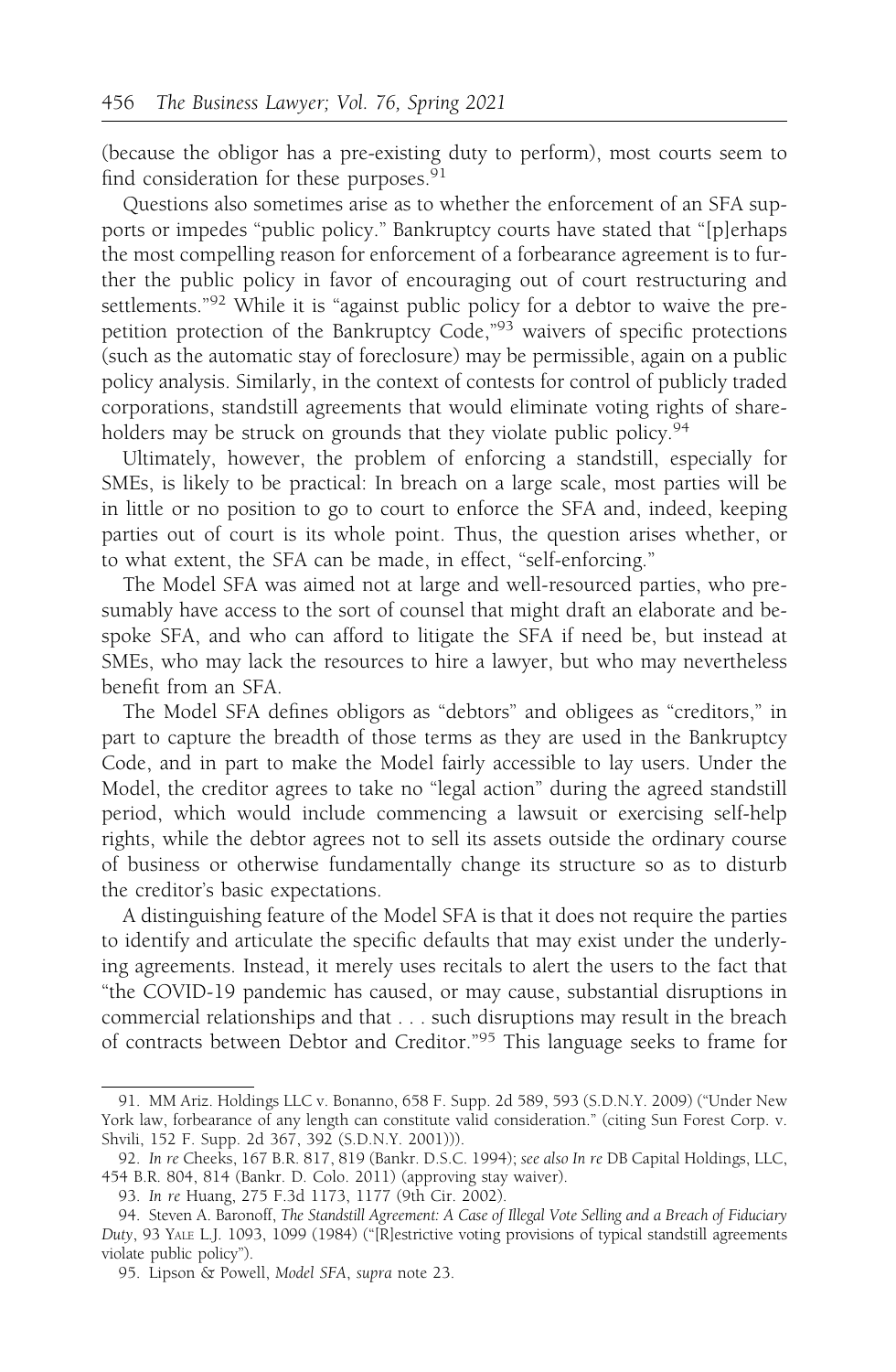(because the obligor has a pre-existing duty to perform), most courts seem to find consideration for these purposes.[91]

Questions also sometimes arise as to whether the enforcement of an SFA supports or impedes "public policy." Bankruptcy courts have stated that "[p]erhaps the most compelling reason for enforcement of a forbearance agreement is to further the public policy in favor of encouraging out of court restructuring and settlements."[92] While it is "against public policy for a debtor to waive the prepetition protection of the Bankruptcy Code,"[93] waivers of specific protections (such as the automatic stay of foreclosure) may be permissible, again on a public policy analysis. Similarly, in the context of contests for control of publicly traded corporations, standstill agreements that would eliminate voting rights of shareholders may be struck on grounds that they violate public policy.[94]

Ultimately, however, the problem of enforcing a standstill, especially for SMEs, is likely to be practical: In breach on a large scale, most parties will be in little or no position to go to court to enforce the SFA and, indeed, keeping parties out of court is its whole point. Thus, the question arises whether, or to what extent, the SFA can be made, in effect, "self-enforcing."

The Model SFA was aimed not at large and well-resourced parties, who presumably have access to the sort of counsel that might draft an elaborate and bespoke SFA, and who can afford to litigate the SFA if need be, but instead at SMEs, who may lack the resources to hire a lawyer, but who may nevertheless benefit from an SFA.

The Model SFA defines obligors as "debtors" and obligees as "creditors," in part to capture the breadth of those terms as they are used in the Bankruptcy Code, and in part to make the Model fairly accessible to lay users. Under the Model, the creditor agrees to take no "legal action" during the agreed standstill period, which would include commencing a lawsuit or exercising self-help rights, while the debtor agrees not to sell its assets outside the ordinary course of business or otherwise fundamentally change its structure so as to disturb the creditor's basic expectations.

A distinguishing feature of the Model SFA is that it does not require the parties to identify and articulate the specific defaults that may exist under the underlying agreements. Instead, it merely uses recitals to alert the users to the fact that "the COVID-19 pandemic has caused, or may cause, substantial disruptions in commercial relationships and that . . . such disruptions may result in the breach of contracts between Debtor and Creditor."[95] This language seeks to frame for

---

91. MM Ariz. Holdings LLC v. Bonanno, 658 F. Supp. 2d 589, 593 (S.D.N.Y. 2009) ("Under New York law, forbearance of any length can constitute valid consideration." (citing Sun Forest Corp. v. Shvili, 152 F. Supp. 2d 367, 392 (S.D.N.Y. 2001))).

92. *In re* Cheeks, 167 B.R. 817, 819 (Bankr. D.S.C. 1994); *see also In re* DB Capital Holdings, LLC, 454 B.R. 804, 814 (Bankr. D. Colo. 2011) (approving stay waiver).

93. *In re* Huang, 275 F.3d 1173, 1177 (9th Cir. 2002).

94. Steven A. Baronoff, *The Standstill Agreement: A Case of Illegal Vote Selling and a Breach of Fiduciary Duty*, 93 YALE L.J. 1093, 1099 (1984) ("[R]estrictive voting provisions of typical standstill agreements violate public policy").

95. Lipson & Powell, *Model SFA*, *supra* note 23.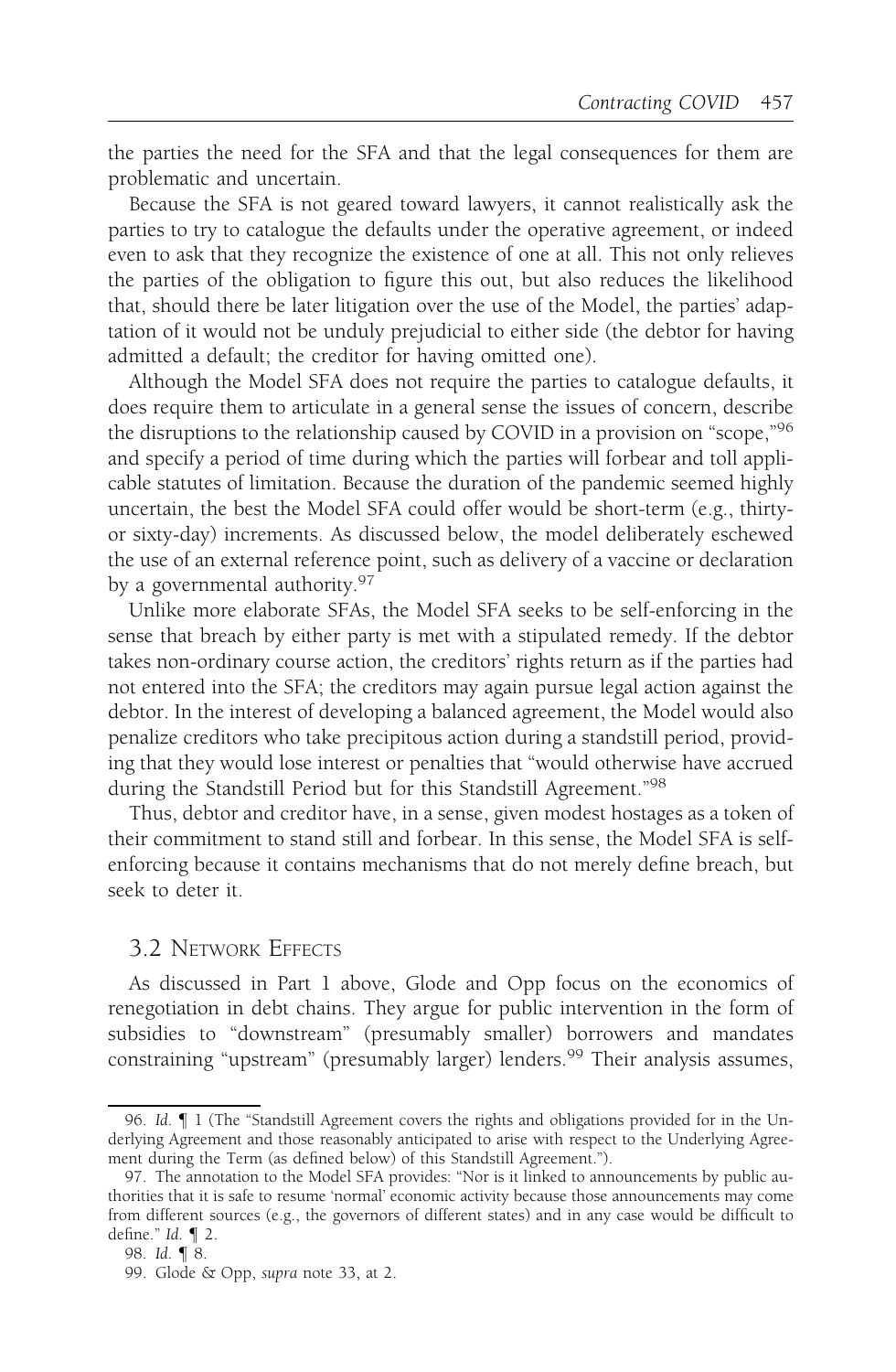the parties the need for the SFA and that the legal consequences for them are problematic and uncertain.

Because the SFA is not geared toward lawyers, it cannot realistically ask the parties to try to catalogue the defaults under the operative agreement, or indeed even to ask that they recognize the existence of one at all. This not only relieves the parties of the obligation to figure this out, but also reduces the likelihood that, should there be later litigation over the use of the Model, the parties' adaptation of it would not be unduly prejudicial to either side (the debtor for having admitted a default; the creditor for having omitted one).

Although the Model SFA does not require the parties to catalogue defaults, it does require them to articulate in a general sense the issues of concern, describe the disruptions to the relationship caused by COVID in a provision on "scope,"[96] and specify a period of time during which the parties will forbear and toll applicable statutes of limitation. Because the duration of the pandemic seemed highly uncertain, the best the Model SFA could offer would be short-term (e.g., thirty- or sixty-day) increments. As discussed below, the model deliberately eschewed the use of an external reference point, such as delivery of a vaccine or declaration by a governmental authority.[97]

Unlike more elaborate SFAs, the Model SFA seeks to be self-enforcing in the sense that breach by either party is met with a stipulated remedy. If the debtor takes non-ordinary course action, the creditors' rights return as if the parties had not entered into the SFA; the creditors may again pursue legal action against the debtor. In the interest of developing a balanced agreement, the Model would also penalize creditors who take precipitous action during a standstill period, providing that they would lose interest or penalties that "would otherwise have accrued during the Standstill Period but for this Standstill Agreement."[98]

Thus, debtor and creditor have, in a sense, given modest hostages as a token of their commitment to stand still and forbear. In this sense, the Model SFA is self-enforcing because it contains mechanisms that do not merely define breach, but seek to deter it.

## 3.2 Network Effects

As discussed in Part 1 above, Glode and Opp focus on the economics of renegotiation in debt chains. They argue for public intervention in the form of subsidies to "downstream" (presumably smaller) borrowers and mandates constraining "upstream" (presumably larger) lenders.[99] Their analysis assumes,

---

96. *Id.* ¶ 1 (The "Standstill Agreement covers the rights and obligations provided for in the Underlying Agreement and those reasonably anticipated to arise with respect to the Underlying Agreement during the Term (as defined below) of this Standstill Agreement.").

97. The annotation to the Model SFA provides: "Nor is it linked to announcements by public authorities that it is safe to resume 'normal' economic activity because those announcements may come from different sources (e.g., the governors of different states) and in any case would be difficult to define." *Id.* ¶ 2.

98. *Id.* ¶ 8.

99. Glode & Opp, *supra* note 33, at 2.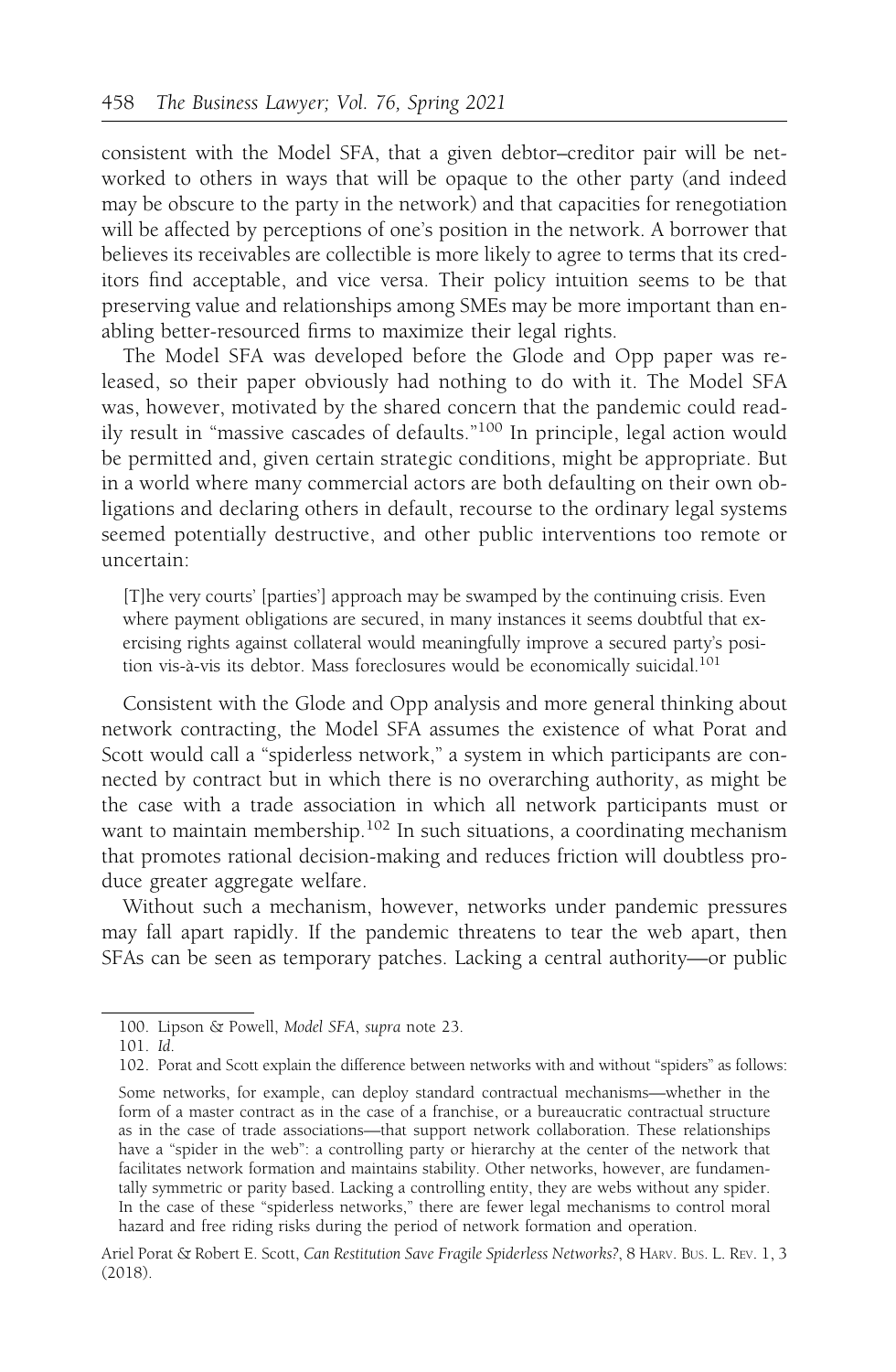consistent with the Model SFA, that a given debtor–creditor pair will be networked to others in ways that will be opaque to the other party (and indeed may be obscure to the party in the network) and that capacities for renegotiation will be affected by perceptions of one's position in the network. A borrower that believes its receivables are collectible is more likely to agree to terms that its creditors find acceptable, and vice versa. Their policy intuition seems to be that preserving value and relationships among SMEs may be more important than enabling better-resourced firms to maximize their legal rights.

The Model SFA was developed before the Glode and Opp paper was released, so their paper obviously had nothing to do with it. The Model SFA was, however, motivated by the shared concern that the pandemic could readily result in "massive cascades of defaults."[100] In principle, legal action would be permitted and, given certain strategic conditions, might be appropriate. But in a world where many commercial actors are both defaulting on their own obligations and declaring others in default, recourse to the ordinary legal systems seemed potentially destructive, and other public interventions too remote or uncertain:

> [T]he very courts' [parties'] approach may be swamped by the continuing crisis. Even where payment obligations are secured, in many instances it seems doubtful that exercising rights against collateral would meaningfully improve a secured party's position vis-à-vis its debtor. Mass foreclosures would be economically suicidal.[101]

Consistent with the Glode and Opp analysis and more general thinking about network contracting, the Model SFA assumes the existence of what Porat and Scott would call a "spiderless network," a system in which participants are connected by contract but in which there is no overarching authority, as might be the case with a trade association in which all network participants must or want to maintain membership.[102] In such situations, a coordinating mechanism that promotes rational decision-making and reduces friction will doubtless produce greater aggregate welfare.

Without such a mechanism, however, networks under pandemic pressures may fall apart rapidly. If the pandemic threatens to tear the web apart, then SFAs can be seen as temporary patches. Lacking a central authority—or public

---

100. Lipson & Powell, *Model SFA*, *supra* note 23.

101. *Id.*

102. Porat and Scott explain the difference between networks with and without "spiders" as follows:

> Some networks, for example, can deploy standard contractual mechanisms—whether in the form of a master contract as in the case of a franchise, or a bureaucratic contractual structure as in the case of trade associations—that support network collaboration. These relationships have a "spider in the web": a controlling party or hierarchy at the center of the network that facilitates network formation and maintains stability. Other networks, however, are fundamentally symmetric or parity based. Lacking a controlling entity, they are webs without any spider. In the case of these "spiderless networks," there are fewer legal mechanisms to control moral hazard and free riding risks during the period of network formation and operation.

Ariel Porat & Robert E. Scott, *Can Restitution Save Fragile Spiderless Networks?*, 8 Harv. Bus. L. Rev. 1, 3 (2018).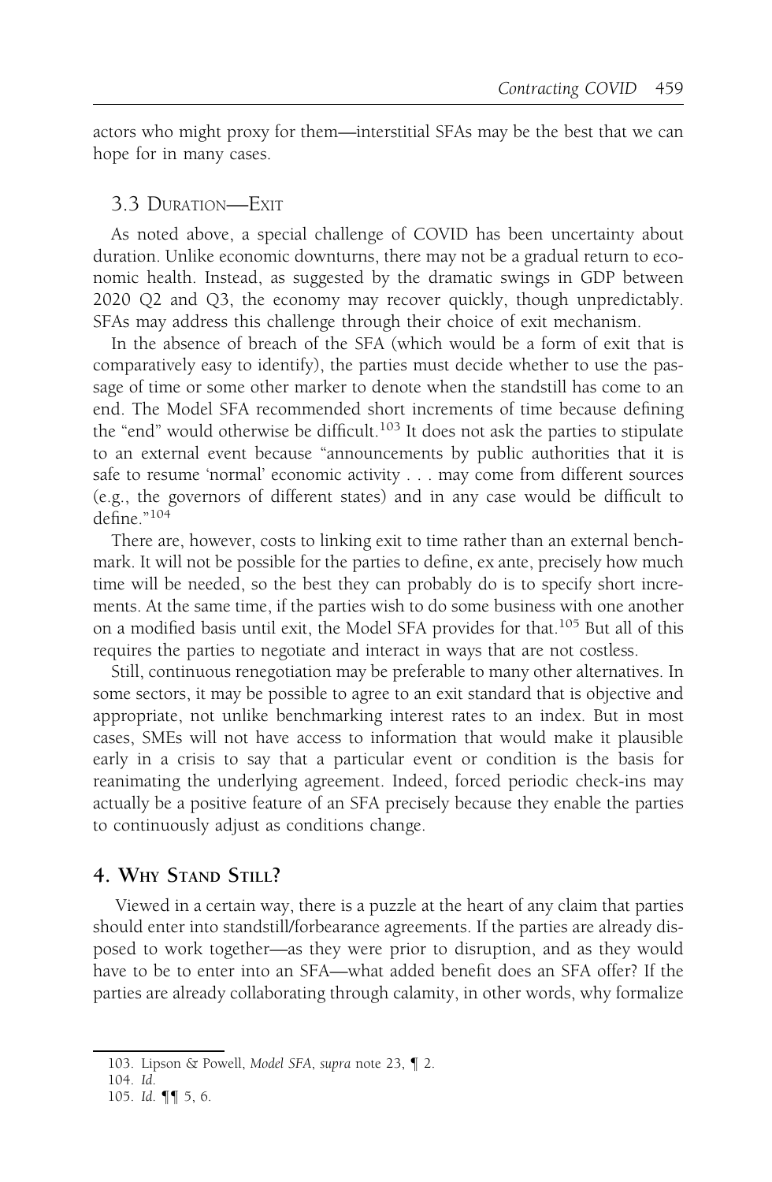actors who might proxy for them—interstitial SFAs may be the best that we can hope for in many cases.

### 3.3 Duration—Exit

As noted above, a special challenge of COVID has been uncertainty about duration. Unlike economic downturns, there may not be a gradual return to economic health. Instead, as suggested by the dramatic swings in GDP between 2020 Q2 and Q3, the economy may recover quickly, though unpredictably. SFAs may address this challenge through their choice of exit mechanism.

In the absence of breach of the SFA (which would be a form of exit that is comparatively easy to identify), the parties must decide whether to use the passage of time or some other marker to denote when the standstill has come to an end. The Model SFA recommended short increments of time because defining the "end" would otherwise be difficult.[103] It does not ask the parties to stipulate to an external event because "announcements by public authorities that it is safe to resume 'normal' economic activity . . . may come from different sources (e.g., the governors of different states) and in any case would be difficult to define."[104]

There are, however, costs to linking exit to time rather than an external benchmark. It will not be possible for the parties to define, ex ante, precisely how much time will be needed, so the best they can probably do is to specify short increments. At the same time, if the parties wish to do some business with one another on a modified basis until exit, the Model SFA provides for that.[105] But all of this requires the parties to negotiate and interact in ways that are not costless.

Still, continuous renegotiation may be preferable to many other alternatives. In some sectors, it may be possible to agree to an exit standard that is objective and appropriate, not unlike benchmarking interest rates to an index. But in most cases, SMEs will not have access to information that would make it plausible early in a crisis to say that a particular event or condition is the basis for reanimating the underlying agreement. Indeed, forced periodic check-ins may actually be a positive feature of an SFA precisely because they enable the parties to continuously adjust as conditions change.

## 4. Why Stand Still?

Viewed in a certain way, there is a puzzle at the heart of any claim that parties should enter into standstill/forbearance agreements. If the parties are already disposed to work together—as they were prior to disruption, and as they would have to be to enter into an SFA—what added benefit does an SFA offer? If the parties are already collaborating through calamity, in other words, why formalize

---

103. Lipson & Powell, *Model SFA*, *supra* note 23, ¶ 2.

104. *Id.*

105. *Id.* ¶¶ 5, 6.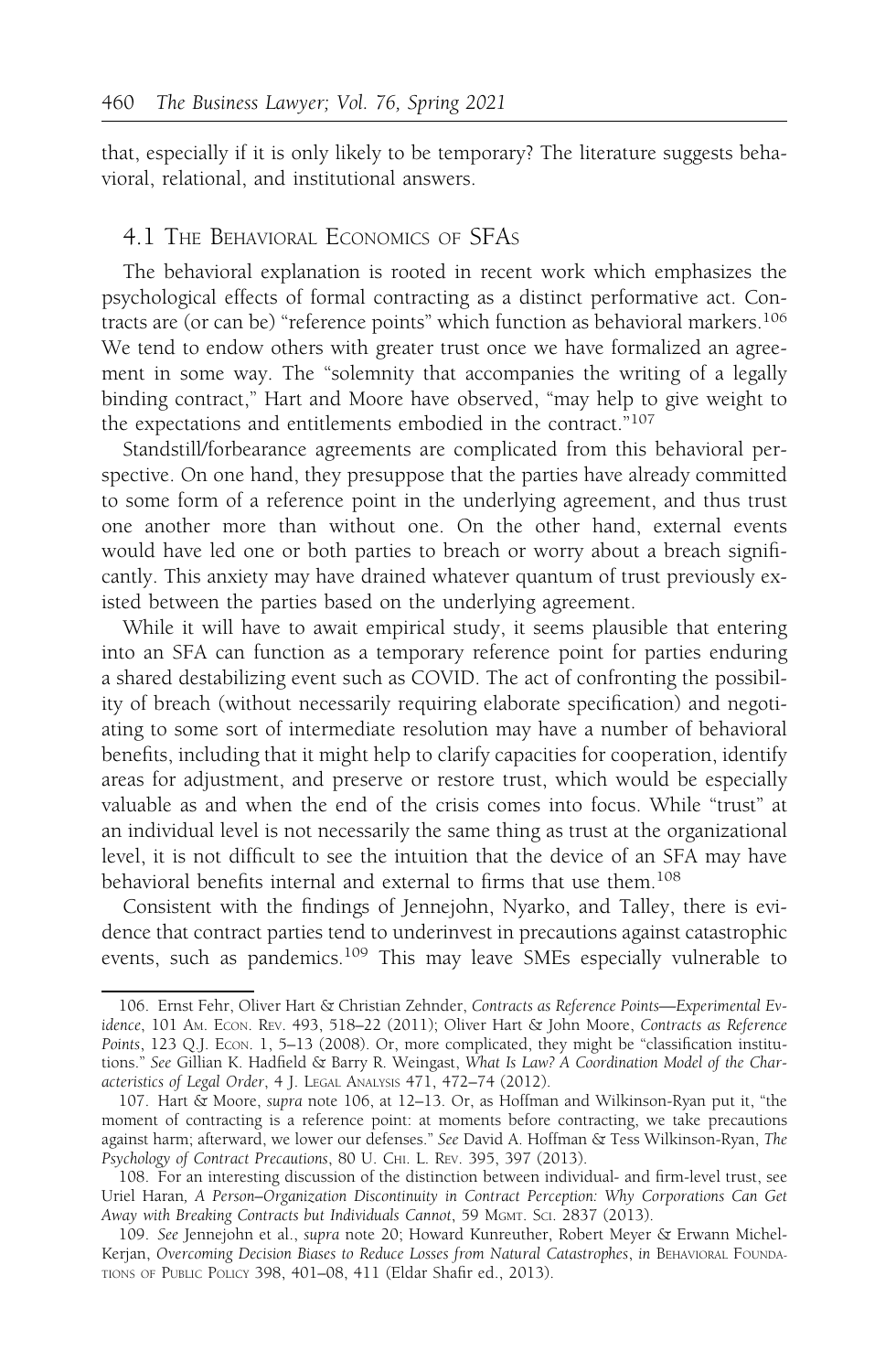that, especially if it is only likely to be temporary? The literature suggests behavioral, relational, and institutional answers.

### 4.1 The Behavioral Economics of SFAs

The behavioral explanation is rooted in recent work which emphasizes the psychological effects of formal contracting as a distinct performative act. Contracts are (or can be) "reference points" which function as behavioral markers.[106] We tend to endow others with greater trust once we have formalized an agreement in some way. The "solemnity that accompanies the writing of a legally binding contract," Hart and Moore have observed, "may help to give weight to the expectations and entitlements embodied in the contract."[107]

Standstill/forbearance agreements are complicated from this behavioral perspective. On one hand, they presuppose that the parties have already committed to some form of a reference point in the underlying agreement, and thus trust one another more than without one. On the other hand, external events would have led one or both parties to breach or worry about a breach significantly. This anxiety may have drained whatever quantum of trust previously existed between the parties based on the underlying agreement.

While it will have to await empirical study, it seems plausible that entering into an SFA can function as a temporary reference point for parties enduring a shared destabilizing event such as COVID. The act of confronting the possibility of breach (without necessarily requiring elaborate specification) and negotiating to some sort of intermediate resolution may have a number of behavioral benefits, including that it might help to clarify capacities for cooperation, identify areas for adjustment, and preserve or restore trust, which would be especially valuable as and when the end of the crisis comes into focus. While "trust" at an individual level is not necessarily the same thing as trust at the organizational level, it is not difficult to see the intuition that the device of an SFA may have behavioral benefits internal and external to firms that use them.[108]

Consistent with the findings of Jennejohn, Nyarko, and Talley, there is evidence that contract parties tend to underinvest in precautions against catastrophic events, such as pandemics.[109] This may leave SMEs especially vulnerable to

---

106. Ernst Fehr, Oliver Hart & Christian Zehnder, *Contracts as Reference Points—Experimental Evidence*, 101 Am. Econ. Rev. 493, 518–22 (2011); Oliver Hart & John Moore, *Contracts as Reference Points*, 123 Q.J. Econ. 1, 5–13 (2008). Or, more complicated, they might be "classification institutions." *See* Gillian K. Hadfield & Barry R. Weingast, *What Is Law? A Coordination Model of the Characteristics of Legal Order*, 4 J. Legal Analysis 471, 472–74 (2012).

107. Hart & Moore, *supra* note 106, at 12–13. Or, as Hoffman and Wilkinson-Ryan put it, "the moment of contracting is a reference point: at moments before contracting, we take precautions against harm; afterward, we lower our defenses." *See* David A. Hoffman & Tess Wilkinson-Ryan, *The Psychology of Contract Precautions*, 80 U. Chi. L. Rev. 395, 397 (2013).

108. For an interesting discussion of the distinction between individual- and firm-level trust, see Uriel Haran, *A Person–Organization Discontinuity in Contract Perception: Why Corporations Can Get Away with Breaking Contracts but Individuals Cannot*, 59 Mgmt. Sci. 2837 (2013).

109. *See* Jennejohn et al., *supra* note 20; Howard Kunreuther, Robert Meyer & Erwann Michel-Kerjan, *Overcoming Decision Biases to Reduce Losses from Natural Catastrophes*, *in* Behavioral Foundations of Public Policy 398, 401–08, 411 (Eldar Shafir ed., 2013).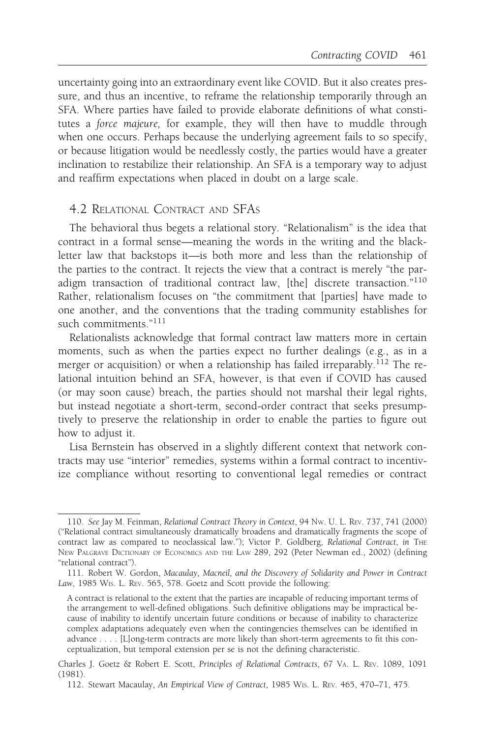uncertainty going into an extraordinary event like COVID. But it also creates pressure, and thus an incentive, to reframe the relationship temporarily through an SFA. Where parties have failed to provide elaborate definitions of what constitutes a *force majeure,* for example, they will then have to muddle through when one occurs. Perhaps because the underlying agreement fails to so specify, or because litigation would be needlessly costly, the parties would have a greater inclination to restabilize their relationship. An SFA is a temporary way to adjust and reaffirm expectations when placed in doubt on a large scale.

## 4.2 Relational Contract and SFAs

The behavioral thus begets a relational story. "Relationalism" is the idea that contract in a formal sense—meaning the words in the writing and the black-letter law that backstops it—is both more and less than the relationship of the parties to the contract. It rejects the view that a contract is merely "the paradigm transaction of traditional contract law, [the] discrete transaction."[110] Rather, relationalism focuses on "the commitment that [parties] have made to one another, and the conventions that the trading community establishes for such commitments."[111]

Relationalists acknowledge that formal contract law matters more in certain moments, such as when the parties expect no further dealings (e.g., as in a merger or acquisition) or when a relationship has failed irreparably.[112] The relational intuition behind an SFA, however, is that even if COVID has caused (or may soon cause) breach, the parties should not marshal their legal rights, but instead negotiate a short-term, second-order contract that seeks presumptively to preserve the relationship in order to enable the parties to figure out how to adjust it.

Lisa Bernstein has observed in a slightly different context that network contracts may use "interior" remedies, systems within a formal contract to incentivize compliance without resorting to conventional legal remedies or contract

---

110. *See* Jay M. Feinman, *Relational Contract Theory in Context*, 94 Nw. U. L. Rev. 737, 741 (2000) ("Relational contract simultaneously dramatically broadens and dramatically fragments the scope of contract law as compared to neoclassical law."); Victor P. Goldberg, *Relational Contract*, *in* The New Palgrave Dictionary of Economics and the Law 289, 292 (Peter Newman ed., 2002) (defining "relational contract").

111. Robert W. Gordon, *Macaulay, Macneil, and the Discovery of Solidarity and Power in Contract Law*, 1985 Wis. L. Rev. 565, 578. Goetz and Scott provide the following:

> A contract is relational to the extent that the parties are incapable of reducing important terms of the arrangement to well-defined obligations. Such definitive obligations may be impractical because of inability to identify uncertain future conditions or because of inability to characterize complex adaptations adequately even when the contingencies themselves can be identified in advance . . . . [L]ong-term contracts are more likely than short-term agreements to fit this conceptualization, but temporal extension per se is not the defining characteristic.

Charles J. Goetz & Robert E. Scott, *Principles of Relational Contracts*, 67 Va. L. Rev. 1089, 1091 (1981).

112. Stewart Macaulay, *An Empirical View of Contract*, 1985 Wis. L. Rev. 465, 470–71, 475.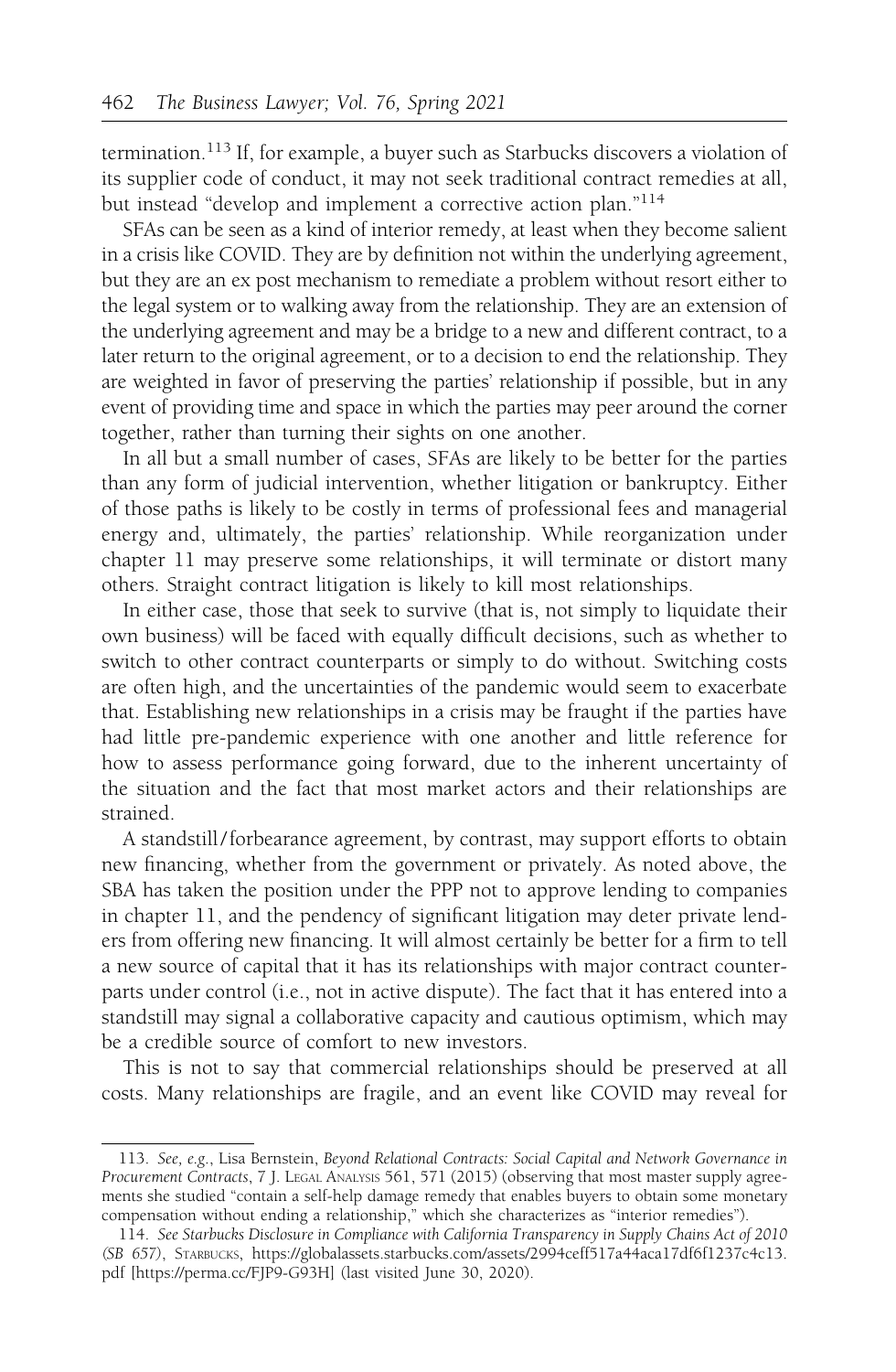termination.[113] If, for example, a buyer such as Starbucks discovers a violation of its supplier code of conduct, it may not seek traditional contract remedies at all, but instead "develop and implement a corrective action plan."[114]

SFAs can be seen as a kind of interior remedy, at least when they become salient in a crisis like COVID. They are by definition not within the underlying agreement, but they are an ex post mechanism to remediate a problem without resort either to the legal system or to walking away from the relationship. They are an extension of the underlying agreement and may be a bridge to a new and different contract, to a later return to the original agreement, or to a decision to end the relationship. They are weighted in favor of preserving the parties' relationship if possible, but in any event of providing time and space in which the parties may peer around the corner together, rather than turning their sights on one another.

In all but a small number of cases, SFAs are likely to be better for the parties than any form of judicial intervention, whether litigation or bankruptcy. Either of those paths is likely to be costly in terms of professional fees and managerial energy and, ultimately, the parties' relationship. While reorganization under chapter 11 may preserve some relationships, it will terminate or distort many others. Straight contract litigation is likely to kill most relationships.

In either case, those that seek to survive (that is, not simply to liquidate their own business) will be faced with equally difficult decisions, such as whether to switch to other contract counterparts or simply to do without. Switching costs are often high, and the uncertainties of the pandemic would seem to exacerbate that. Establishing new relationships in a crisis may be fraught if the parties have had little pre-pandemic experience with one another and little reference for how to assess performance going forward, due to the inherent uncertainty of the situation and the fact that most market actors and their relationships are strained.

A standstill/forbearance agreement, by contrast, may support efforts to obtain new financing, whether from the government or privately. As noted above, the SBA has taken the position under the PPP not to approve lending to companies in chapter 11, and the pendency of significant litigation may deter private lenders from offering new financing. It will almost certainly be better for a firm to tell a new source of capital that it has its relationships with major contract counterparts under control (i.e., not in active dispute). The fact that it has entered into a standstill may signal a collaborative capacity and cautious optimism, which may be a credible source of comfort to new investors.

This is not to say that commercial relationships should be preserved at all costs. Many relationships are fragile, and an event like COVID may reveal for

---

113. *See, e.g.*, Lisa Bernstein, *Beyond Relational Contracts: Social Capital and Network Governance in Procurement Contracts*, 7 J. LEGAL ANALYSIS 561, 571 (2015) (observing that most master supply agreements she studied "contain a self-help damage remedy that enables buyers to obtain some monetary compensation without ending a relationship," which she characterizes as "interior remedies").

114. *See Starbucks Disclosure in Compliance with California Transparency in Supply Chains Act of 2010 (SB 657)*, STARBUCKS, https://globalassets.starbucks.com/assets/2994ceff517a44aca17df6f1237c4c13.pdf [https://perma.cc/FJP9-G93H] (last visited June 30, 2020).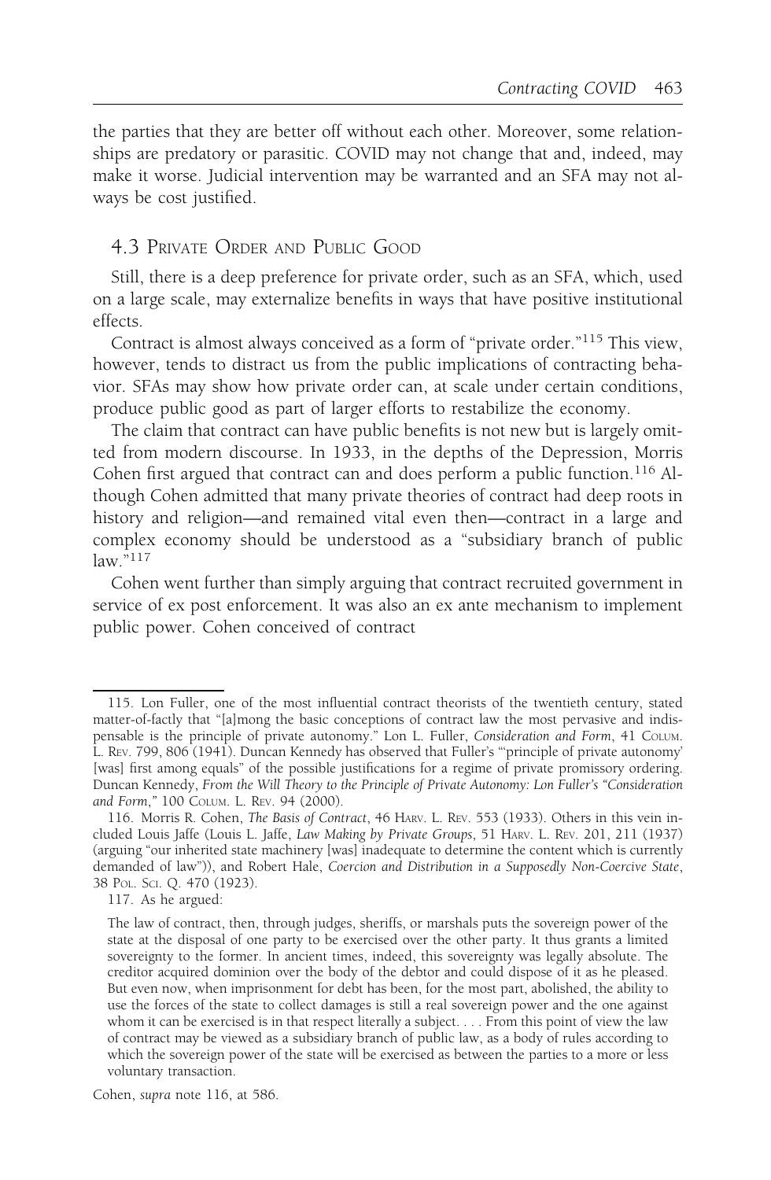the parties that they are better off without each other. Moreover, some relationships are predatory or parasitic. COVID may not change that and, indeed, may make it worse. Judicial intervention may be warranted and an SFA may not always be cost justified.

### 4.3 Private Order and Public Good

Still, there is a deep preference for private order, such as an SFA, which, used on a large scale, may externalize benefits in ways that have positive institutional effects.

Contract is almost always conceived as a form of "private order."[115] This view, however, tends to distract us from the public implications of contracting behavior. SFAs may show how private order can, at scale under certain conditions, produce public good as part of larger efforts to restabilize the economy.

The claim that contract can have public benefits is not new but is largely omitted from modern discourse. In 1933, in the depths of the Depression, Morris Cohen first argued that contract can and does perform a public function.[116] Although Cohen admitted that many private theories of contract had deep roots in history and religion—and remained vital even then—contract in a large and complex economy should be understood as a "subsidiary branch of public law."[117]

Cohen went further than simply arguing that contract recruited government in service of ex post enforcement. It was also an ex ante mechanism to implement public power. Cohen conceived of contract

---

115. Lon Fuller, one of the most influential contract theorists of the twentieth century, stated matter-of-factly that "[a]mong the basic conceptions of contract law the most pervasive and indispensable is the principle of private autonomy." Lon L. Fuller, *Consideration and Form*, 41 Colum. L. Rev. 799, 806 (1941). Duncan Kennedy has observed that Fuller's "'principle of private autonomy' [was] first among equals" of the possible justifications for a regime of private promissory ordering. Duncan Kennedy, *From the Will Theory to the Principle of Private Autonomy: Lon Fuller's "Consideration and Form,"* 100 Colum. L. Rev. 94 (2000).

116. Morris R. Cohen, *The Basis of Contract*, 46 Harv. L. Rev. 553 (1933). Others in this vein included Louis Jaffe (Louis L. Jaffe, *Law Making by Private Groups*, 51 Harv. L. Rev. 201, 211 (1937) (arguing "our inherited state machinery [was] inadequate to determine the content which is currently demanded of law")), and Robert Hale, *Coercion and Distribution in a Supposedly Non-Coercive State*, 38 Pol. Sci. Q. 470 (1923).

117. As he argued:

> The law of contract, then, through judges, sheriffs, or marshals puts the sovereign power of the state at the disposal of one party to be exercised over the other party. It thus grants a limited sovereignty to the former. In ancient times, indeed, this sovereignty was legally absolute. The creditor acquired dominion over the body of the debtor and could dispose of it as he pleased. But even now, when imprisonment for debt has been, for the most part, abolished, the ability to use the forces of the state to collect damages is still a real sovereign power and the one against whom it can be exercised is in that respect literally a subject. . . . From this point of view the law of contract may be viewed as a subsidiary branch of public law, as a body of rules according to which the sovereign power of the state will be exercised as between the parties to a more or less voluntary transaction.

Cohen, *supra* note 116, at 586.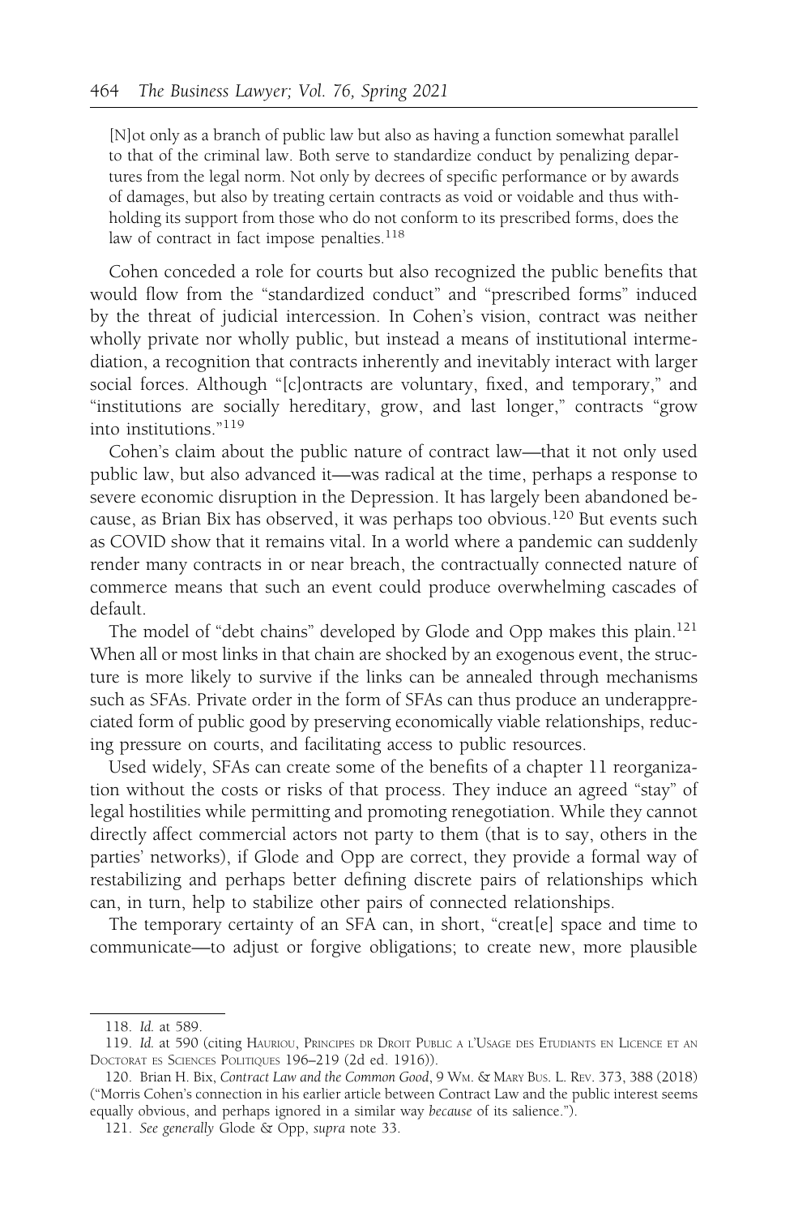> [N]ot only as a branch of public law but also as having a function somewhat parallel to that of the criminal law. Both serve to standardize conduct by penalizing departures from the legal norm. Not only by decrees of specific performance or by awards of damages, but also by treating certain contracts as void or voidable and thus withholding its support from those who do not conform to its prescribed forms, does the law of contract in fact impose penalties.[118]

Cohen conceded a role for courts but also recognized the public benefits that would flow from the "standardized conduct" and "prescribed forms" induced by the threat of judicial intercession. In Cohen's vision, contract was neither wholly private nor wholly public, but instead a means of institutional intermediation, a recognition that contracts inherently and inevitably interact with larger social forces. Although "[c]ontracts are voluntary, fixed, and temporary," and "institutions are socially hereditary, grow, and last longer," contracts "grow into institutions."[119]

Cohen's claim about the public nature of contract law—that it not only used public law, but also advanced it—was radical at the time, perhaps a response to severe economic disruption in the Depression. It has largely been abandoned because, as Brian Bix has observed, it was perhaps too obvious.[120] But events such as COVID show that it remains vital. In a world where a pandemic can suddenly render many contracts in or near breach, the contractually connected nature of commerce means that such an event could produce overwhelming cascades of default.

The model of "debt chains" developed by Glode and Opp makes this plain.[121] When all or most links in that chain are shocked by an exogenous event, the structure is more likely to survive if the links can be annealed through mechanisms such as SFAs. Private order in the form of SFAs can thus produce an underappreciated form of public good by preserving economically viable relationships, reducing pressure on courts, and facilitating access to public resources.

Used widely, SFAs can create some of the benefits of a chapter 11 reorganization without the costs or risks of that process. They induce an agreed "stay" of legal hostilities while permitting and promoting renegotiation. While they cannot directly affect commercial actors not party to them (that is to say, others in the parties' networks), if Glode and Opp are correct, they provide a formal way of restabilizing and perhaps better defining discrete pairs of relationships which can, in turn, help to stabilize other pairs of connected relationships.

The temporary certainty of an SFA can, in short, "creat[e] space and time to communicate—to adjust or forgive obligations; to create new, more plausible

---

118. *Id.* at 589.

119. *Id.* at 590 (citing Hauriou, Principes dr Droit Public a l'Usage des Etudiants en Licence et an Doctorat es Sciences Politiques 196–219 (2d ed. 1916)).

120. Brian H. Bix, *Contract Law and the Common Good*, 9 Wm. & Mary Bus. L. Rev. 373, 388 (2018) ("Morris Cohen's connection in his earlier article between Contract Law and the public interest seems equally obvious, and perhaps ignored in a similar way *because* of its salience.").

121. *See generally* Glode & Opp, *supra* note 33.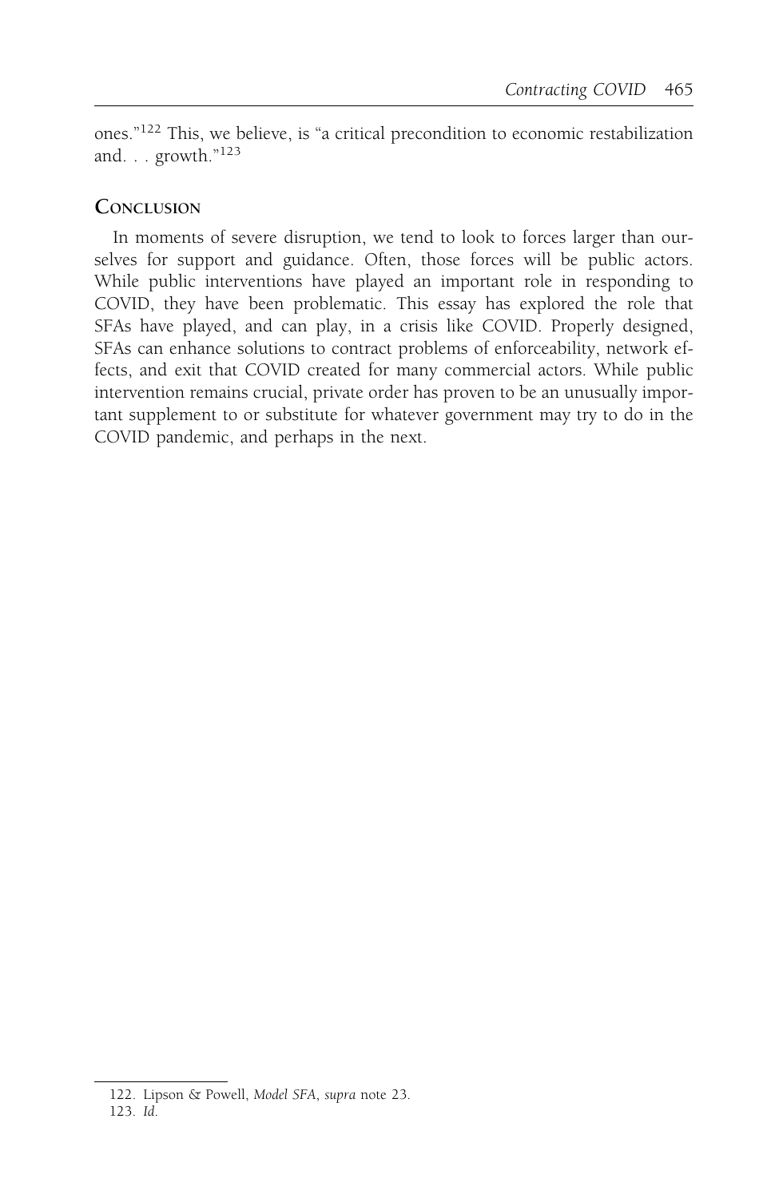ones."[122] This, we believe, is "a critical precondition to economic restabilization and. . . growth."[123]

## Conclusion

In moments of severe disruption, we tend to look to forces larger than ourselves for support and guidance. Often, those forces will be public actors. While public interventions have played an important role in responding to COVID, they have been problematic. This essay has explored the role that SFAs have played, and can play, in a crisis like COVID. Properly designed, SFAs can enhance solutions to contract problems of enforceability, network effects, and exit that COVID created for many commercial actors. While public intervention remains crucial, private order has proven to be an unusually important supplement to or substitute for whatever government may try to do in the COVID pandemic, and perhaps in the next.

---

122. Lipson & Powell, *Model SFA*, *supra* note 23.

123. *Id.*